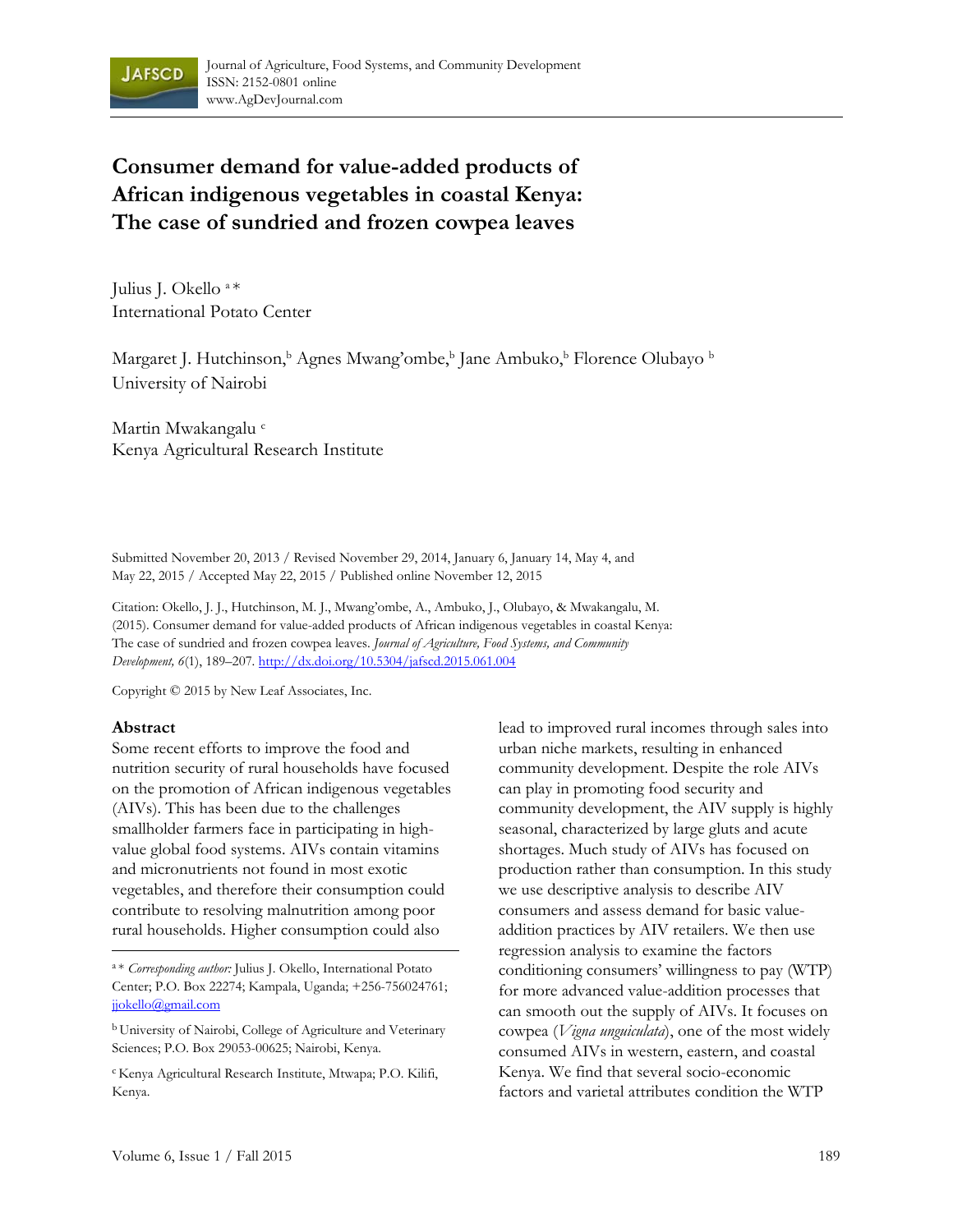# Consumer demand for value-added products of African indigenous vegetables in coastal Kenya: The case of sundried and frozen cowpea leaves

Julius J. Okello [a] *
International Potato Center

Margaret J. Hutchinson,[b] Agnes Mwang'ombe,[b] Jane Ambuko,[b] Florence Olubayo [b]
University of Nairobi

Martin Mwakangalu [c]
Kenya Agricultural Research Institute

Submitted November 20, 2013 / Revised November 29, 2014, January 6, January 14, May 4, and May 22, 2015 / Accepted May 22, 2015 / Published online November 12, 2015

Citation: Okello, J. J., Hutchinson, M. J., Mwang'ombe, A., Ambuko, J., Olubayo, & Mwakangalu, M. (2015). Consumer demand for value-added products of African indigenous vegetables in coastal Kenya: The case of sundried and frozen cowpea leaves. *Journal of Agriculture, Food Systems, and Community Development, 6*(1), 189–207. http://dx.doi.org/10.5304/jafscd.2015.061.004

Copyright © 2015 by New Leaf Associates, Inc.

## Abstract

Some recent efforts to improve the food and nutrition security of rural households have focused on the promotion of African indigenous vegetables (AIVs). This has been due to the challenges smallholder farmers face in participating in high-value global food systems. AIVs contain vitamins and micronutrients not found in most exotic vegetables, and therefore their consumption could contribute to resolving malnutrition among poor rural households. Higher consumption could also lead to improved rural incomes through sales into urban niche markets, resulting in enhanced community development. Despite the role AIVs can play in promoting food security and community development, the AIV supply is highly seasonal, characterized by large gluts and acute shortages. Much study of AIVs has focused on production rather than consumption. In this study we use descriptive analysis to describe AIV consumers and assess demand for basic value-addition practices by AIV retailers. We then use regression analysis to examine the factors conditioning consumers' willingness to pay (WTP) for more advanced value-addition processes that can smooth out the supply of AIVs. It focuses on cowpea (*Vigna unguiculata*), one of the most widely consumed AIVs in western, eastern, and coastal Kenya. We find that several socio-economic factors and varietal attributes condition the WTP

---

[a] * *Corresponding author:* Julius J. Okello, International Potato Center; P.O. Box 22274; Kampala, Uganda; +256-756024761; jjokello@gmail.com

[b] University of Nairobi, College of Agriculture and Veterinary Sciences; P.O. Box 29053-00625; Nairobi, Kenya.

[c] Kenya Agricultural Research Institute, Mtwapa; P.O. Kilifi, Kenya.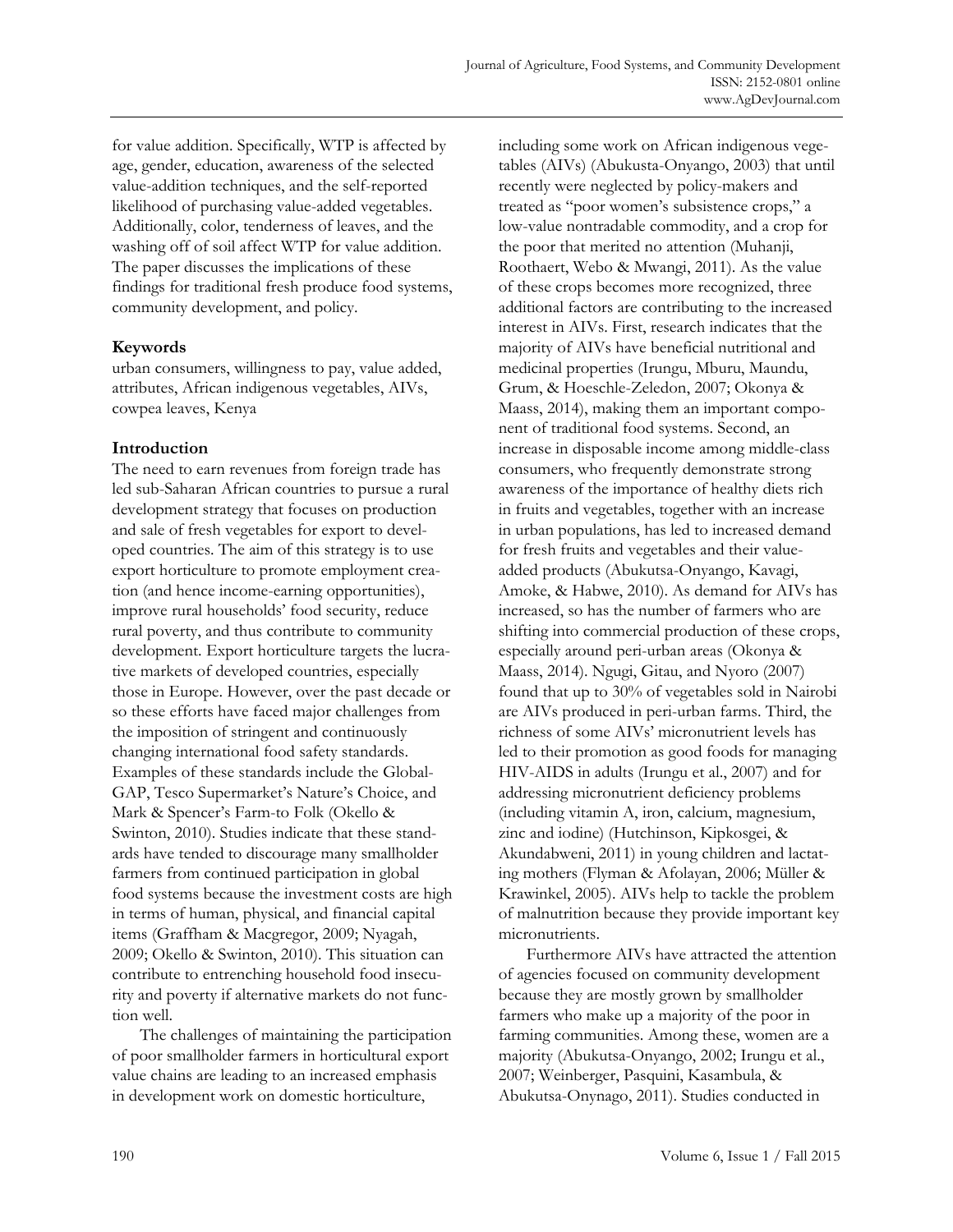for value addition. Specifically, WTP is affected by age, gender, education, awareness of the selected value-addition techniques, and the self-reported likelihood of purchasing value-added vegetables. Additionally, color, tenderness of leaves, and the washing off of soil affect WTP for value addition. The paper discusses the implications of these findings for traditional fresh produce food systems, community development, and policy.

## Keywords

urban consumers, willingness to pay, value added, attributes, African indigenous vegetables, AIVs, cowpea leaves, Kenya

## Introduction

The need to earn revenues from foreign trade has led sub-Saharan African countries to pursue a rural development strategy that focuses on production and sale of fresh vegetables for export to developed countries. The aim of this strategy is to use export horticulture to promote employment creation (and hence income-earning opportunities), improve rural households' food security, reduce rural poverty, and thus contribute to community development. Export horticulture targets the lucrative markets of developed countries, especially those in Europe. However, over the past decade or so these efforts have faced major challenges from the imposition of stringent and continuously changing international food safety standards. Examples of these standards include the Global-GAP, Tesco Supermarket's Nature's Choice, and Mark & Spencer's Farm-to Folk (Okello & Swinton, 2010). Studies indicate that these standards have tended to discourage many smallholder farmers from continued participation in global food systems because the investment costs are high in terms of human, physical, and financial capital items (Graffham & Macgregor, 2009; Nyagah, 2009; Okello & Swinton, 2010). This situation can contribute to entrenching household food insecurity and poverty if alternative markets do not function well.

The challenges of maintaining the participation of poor smallholder farmers in horticultural export value chains are leading to an increased emphasis in development work on domestic horticulture, including some work on African indigenous vegetables (AIVs) (Abukusta-Onyango, 2003) that until recently were neglected by policy-makers and treated as "poor women's subsistence crops," a low-value nontradable commodity, and a crop for the poor that merited no attention (Muhanji, Roothaert, Webo & Mwangi, 2011). As the value of these crops becomes more recognized, three additional factors are contributing to the increased interest in AIVs. First, research indicates that the majority of AIVs have beneficial nutritional and medicinal properties (Irungu, Mburu, Maundu, Grum, & Hoeschle-Zeledon, 2007; Okonya & Maass, 2014), making them an important component of traditional food systems. Second, an increase in disposable income among middle-class consumers, who frequently demonstrate strong awareness of the importance of healthy diets rich in fruits and vegetables, together with an increase in urban populations, has led to increased demand for fresh fruits and vegetables and their value-added products (Abukutsa-Onyango, Kavagi, Amoke, & Habwe, 2010). As demand for AIVs has increased, so has the number of farmers who are shifting into commercial production of these crops, especially around peri-urban areas (Okonya & Maass, 2014). Ngugi, Gitau, and Nyoro (2007) found that up to 30% of vegetables sold in Nairobi are AIVs produced in peri-urban farms. Third, the richness of some AIVs' micronutrient levels has led to their promotion as good foods for managing HIV-AIDS in adults (Irungu et al., 2007) and for addressing micronutrient deficiency problems (including vitamin A, iron, calcium, magnesium, zinc and iodine) (Hutchinson, Kipkosgei, & Akundabweni, 2011) in young children and lactating mothers (Flyman & Afolayan, 2006; Müller & Krawinkel, 2005). AIVs help to tackle the problem of malnutrition because they provide important key micronutrients.

Furthermore AIVs have attracted the attention of agencies focused on community development because they are mostly grown by smallholder farmers who make up a majority of the poor in farming communities. Among these, women are a majority (Abukutsa-Onyango, 2002; Irungu et al., 2007; Weinberger, Pasquini, Kasambula, & Abukutsa-Onynago, 2011). Studies conducted in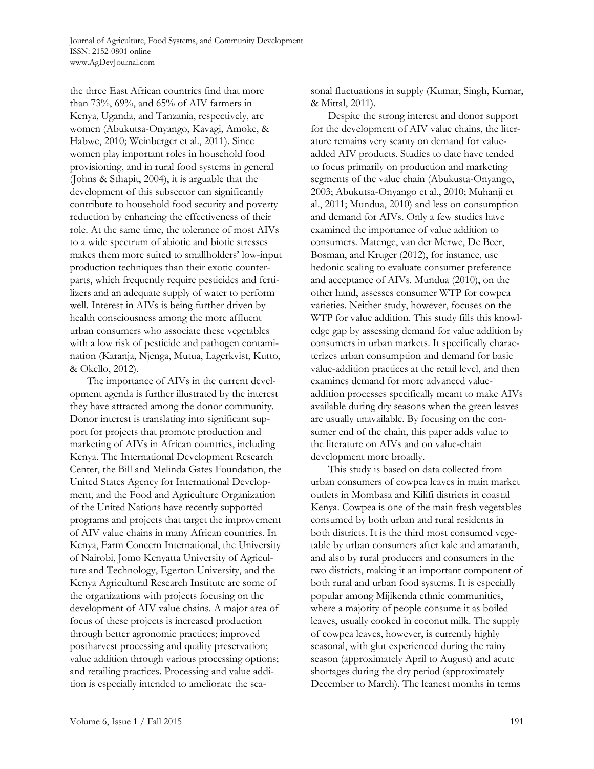the three East African countries find that more than 73%, 69%, and 65% of AIV farmers in Kenya, Uganda, and Tanzania, respectively, are women (Abukutsa-Onyango, Kavagi, Amoke, & Habwe, 2010; Weinberger et al., 2011). Since women play important roles in household food provisioning, and in rural food systems in general (Johns & Sthapit, 2004), it is arguable that the development of this subsector can significantly contribute to household food security and poverty reduction by enhancing the effectiveness of their role. At the same time, the tolerance of most AIVs to a wide spectrum of abiotic and biotic stresses makes them more suited to smallholders' low-input production techniques than their exotic counterparts, which frequently require pesticides and fertilizers and an adequate supply of water to perform well. Interest in AIVs is being further driven by health consciousness among the more affluent urban consumers who associate these vegetables with a low risk of pesticide and pathogen contamination (Karanja, Njenga, Mutua, Lagerkvist, Kutto, & Okello, 2012).

The importance of AIVs in the current development agenda is further illustrated by the interest they have attracted among the donor community. Donor interest is translating into significant support for projects that promote production and marketing of AIVs in African countries, including Kenya. The International Development Research Center, the Bill and Melinda Gates Foundation, the United States Agency for International Development, and the Food and Agriculture Organization of the United Nations have recently supported programs and projects that target the improvement of AIV value chains in many African countries. In Kenya, Farm Concern International, the University of Nairobi, Jomo Kenyatta University of Agriculture and Technology, Egerton University, and the Kenya Agricultural Research Institute are some of the organizations with projects focusing on the development of AIV value chains. A major area of focus of these projects is increased production through better agronomic practices; improved postharvest processing and quality preservation; value addition through various processing options; and retailing practices. Processing and value addition is especially intended to ameliorate the seasonal fluctuations in supply (Kumar, Singh, Kumar, & Mittal, 2011).

Despite the strong interest and donor support for the development of AIV value chains, the literature remains very scanty on demand for value-added AIV products. Studies to date have tended to focus primarily on production and marketing segments of the value chain (Abukusta-Onyango, 2003; Abukutsa-Onyango et al., 2010; Muhanji et al., 2011; Mundua, 2010) and less on consumption and demand for AIVs. Only a few studies have examined the importance of value addition to consumers. Matenge, van der Merwe, De Beer, Bosman, and Kruger (2012), for instance, use hedonic scaling to evaluate consumer preference and acceptance of AIVs. Mundua (2010), on the other hand, assesses consumer WTP for cowpea varieties. Neither study, however, focuses on the WTP for value addition. This study fills this knowledge gap by assessing demand for value addition by consumers in urban markets. It specifically characterizes urban consumption and demand for basic value-addition practices at the retail level, and then examines demand for more advanced value-addition processes specifically meant to make AIVs available during dry seasons when the green leaves are usually unavailable. By focusing on the consumer end of the chain, this paper adds value to the literature on AIVs and on value-chain development more broadly.

This study is based on data collected from urban consumers of cowpea leaves in main market outlets in Mombasa and Kilifi districts in coastal Kenya. Cowpea is one of the main fresh vegetables consumed by both urban and rural residents in both districts. It is the third most consumed vegetable by urban consumers after kale and amaranth, and also by rural producers and consumers in the two districts, making it an important component of both rural and urban food systems. It is especially popular among Mijikenda ethnic communities, where a majority of people consume it as boiled leaves, usually cooked in coconut milk. The supply of cowpea leaves, however, is currently highly seasonal, with glut experienced during the rainy season (approximately April to August) and acute shortages during the dry period (approximately December to March). The leanest months in terms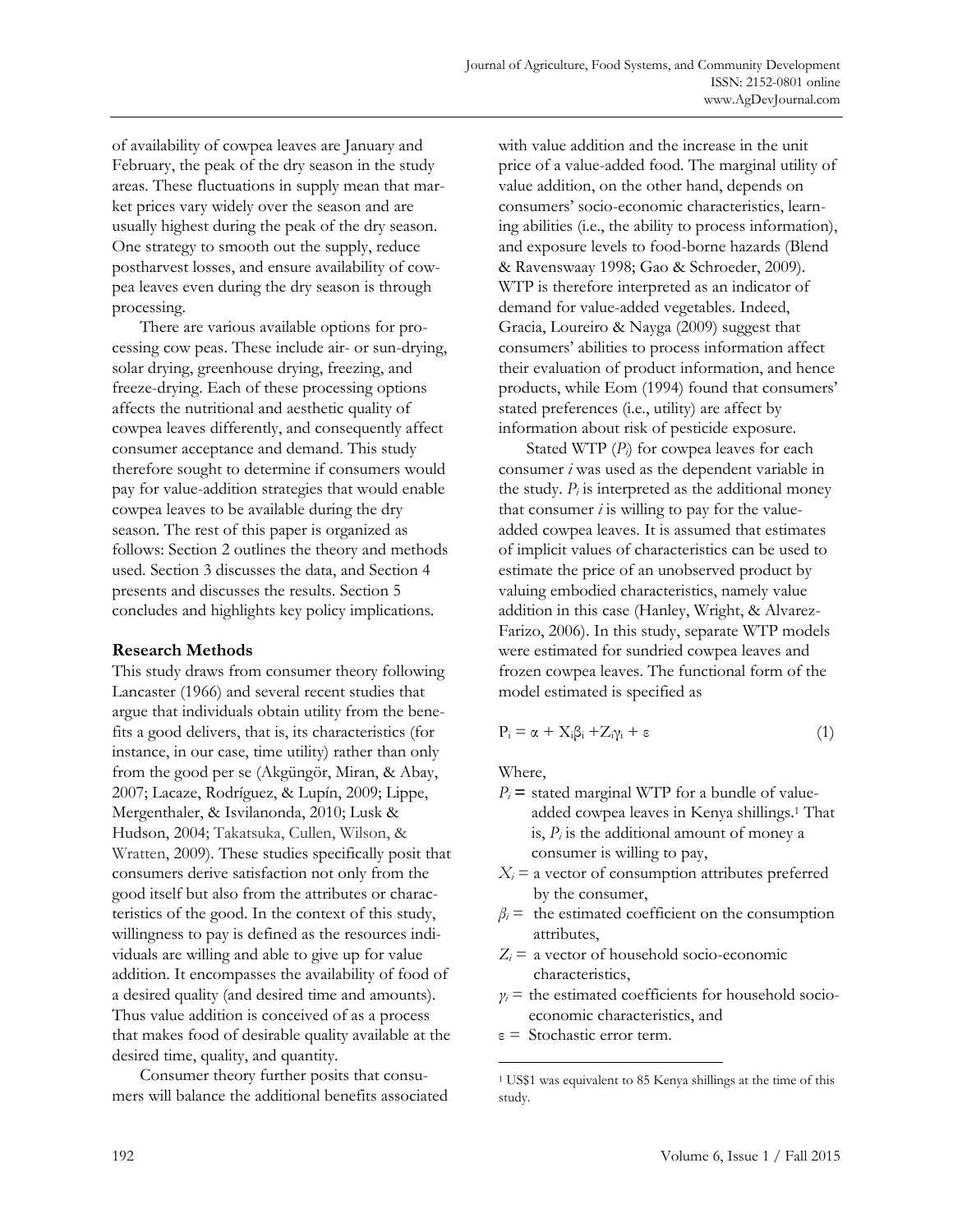of availability of cowpea leaves are January and February, the peak of the dry season in the study areas. These fluctuations in supply mean that market prices vary widely over the season and are usually highest during the peak of the dry season. One strategy to smooth out the supply, reduce postharvest losses, and ensure availability of cowpea leaves even during the dry season is through processing.

There are various available options for processing cow peas. These include air- or sun-drying, solar drying, greenhouse drying, freezing, and freeze-drying. Each of these processing options affects the nutritional and aesthetic quality of cowpea leaves differently, and consequently affect consumer acceptance and demand. This study therefore sought to determine if consumers would pay for value-addition strategies that would enable cowpea leaves to be available during the dry season. The rest of this paper is organized as follows: Section 2 outlines the theory and methods used. Section 3 discusses the data, and Section 4 presents and discusses the results. Section 5 concludes and highlights key policy implications.

## Research Methods

This study draws from consumer theory following Lancaster (1966) and several recent studies that argue that individuals obtain utility from the benefits a good delivers, that is, its characteristics (for instance, in our case, time utility) rather than only from the good per se (Akgüngör, Miran, & Abay, 2007; Lacaze, Rodríguez, & Lupín, 2009; Lippe, Mergenthaler, & Isvilanonda, 2010; Lusk & Hudson, 2004; Takatsuka, Cullen, Wilson, & Wratten, 2009). These studies specifically posit that consumers derive satisfaction not only from the good itself but also from the attributes or characteristics of the good. In the context of this study, willingness to pay is defined as the resources individuals are willing and able to give up for value addition. It encompasses the availability of food of a desired quality (and desired time and amounts). Thus value addition is conceived of as a process that makes food of desirable quality available at the desired time, quality, and quantity.

Consumer theory further posits that consumers will balance the additional benefits associated with value addition and the increase in the unit price of a value-added food. The marginal utility of value addition, on the other hand, depends on consumers' socio-economic characteristics, learning abilities (i.e., the ability to process information), and exposure levels to food-borne hazards (Blend & Ravenswaay 1998; Gao & Schroeder, 2009). WTP is therefore interpreted as an indicator of demand for value-added vegetables. Indeed, Gracia, Loureiro & Nayga (2009) suggest that consumers' abilities to process information affect their evaluation of product information, and hence products, while Eom (1994) found that consumers' stated preferences (i.e., utility) are affect by information about risk of pesticide exposure.

Stated WTP ($P_i$) for cowpea leaves for each consumer *i* was used as the dependent variable in the study. $P_i$ is interpreted as the additional money that consumer *i* is willing to pay for the value-added cowpea leaves. It is assumed that estimates of implicit values of characteristics can be used to estimate the price of an unobserved product by valuing embodied characteristics, namely value addition in this case (Hanley, Wright, & Alvarez-Farizo, 2006). In this study, separate WTP models were estimated for sundried cowpea leaves and frozen cowpea leaves. The functional form of the model estimated is specified as

$$P_i = \alpha + X_i\beta_i + Z_i\gamma_i + \varepsilon \quad (1)$$

Where,

- $P_i$ = stated marginal WTP for a bundle of value-added cowpea leaves in Kenya shillings.[1] That is, $P_i$ is the additional amount of money a consumer is willing to pay,
- $X_i$ = a vector of consumption attributes preferred by the consumer,
- $\beta_i$ = the estimated coefficient on the consumption attributes,
- $Z_i$ = a vector of household socio-economic characteristics,
- $\gamma_i$ = the estimated coefficients for household socio-economic characteristics, and
- $\varepsilon$ = Stochastic error term.

[1] US$1 was equivalent to 85 Kenya shillings at the time of this study.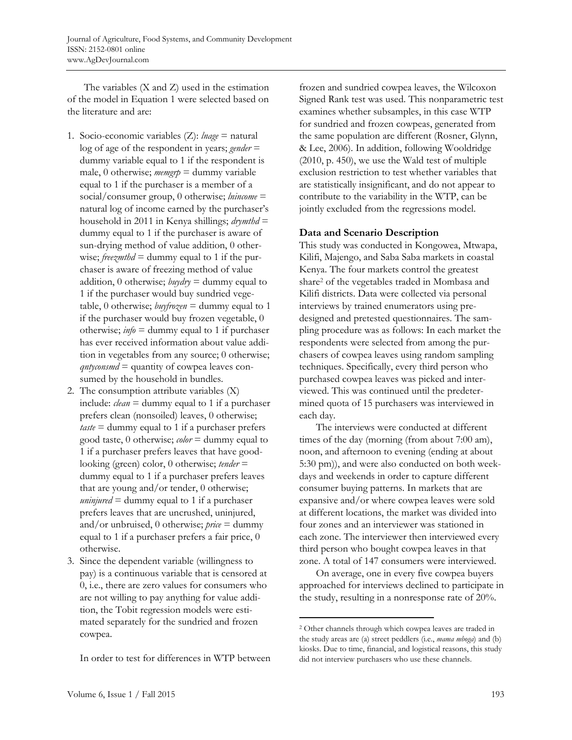The variables (X and Z) used in the estimation of the model in Equation 1 were selected based on the literature and are:

1. Socio-economic variables (Z): *lnage* = natural log of age of the respondent in years; *gender* = dummy variable equal to 1 if the respondent is male, 0 otherwise; *memgrp* = dummy variable equal to 1 if the purchaser is a member of a social/consumer group, 0 otherwise; *lnincome* = natural log of income earned by the purchaser's household in 2011 in Kenya shillings; *drymthd* = dummy equal to 1 if the purchaser is aware of sun-drying method of value addition, 0 otherwise; *freezmthd* = dummy equal to 1 if the purchaser is aware of freezing method of value addition, 0 otherwise; *buydry* = dummy equal to 1 if the purchaser would buy sundried vegetable, 0 otherwise; *buyfrozen* = dummy equal to 1 if the purchaser would buy frozen vegetable, 0 otherwise; *info* = dummy equal to 1 if purchaser has ever received information about value addition in vegetables from any source; 0 otherwise; *qntyconsmd* = quantity of cowpea leaves consumed by the household in bundles.
2. The consumption attribute variables (X) include: *clean* = dummy equal to 1 if a purchaser prefers clean (nonsoiled) leaves, 0 otherwise; *taste* = dummy equal to 1 if a purchaser prefers good taste, 0 otherwise; *color* = dummy equal to 1 if a purchaser prefers leaves that have good-looking (green) color, 0 otherwise; *tender* = dummy equal to 1 if a purchaser prefers leaves that are young and/or tender, 0 otherwise; *uninjured* = dummy equal to 1 if a purchaser prefers leaves that are uncrushed, uninjured, and/or unbruised, 0 otherwise; *price* = dummy equal to 1 if a purchaser prefers a fair price, 0 otherwise.
3. Since the dependent variable (willingness to pay) is a continuous variable that is censored at 0, i.e., there are zero values for consumers who are not willing to pay anything for value addition, the Tobit regression models were estimated separately for the sundried and frozen cowpea.

In order to test for differences in WTP between frozen and sundried cowpea leaves, the Wilcoxon Signed Rank test was used. This nonparametric test examines whether subsamples, in this case WTP for sundried and frozen cowpeas, generated from the same population are different (Rosner, Glynn, & Lee, 2006). In addition, following Wooldridge (2010, p. 450), we use the Wald test of multiple exclusion restriction to test whether variables that are statistically insignificant, and do not appear to contribute to the variability in the WTP, can be jointly excluded from the regressions model.

### Data and Scenario Description

This study was conducted in Kongowea, Mtwapa, Kilifi, Majengo, and Saba Saba markets in coastal Kenya. The four markets control the greatest share[2] of the vegetables traded in Mombasa and Kilifi districts. Data were collected via personal interviews by trained enumerators using predesigned and pretested questionnaires. The sampling procedure was as follows: In each market the respondents were selected from among the purchasers of cowpea leaves using random sampling techniques. Specifically, every third person who purchased cowpea leaves was picked and interviewed. This was continued until the predetermined quota of 15 purchasers was interviewed in each day.

The interviews were conducted at different times of the day (morning (from about 7:00 am), noon, and afternoon to evening (ending at about 5:30 pm)), and were also conducted on both weekdays and weekends in order to capture different consumer buying patterns. In markets that are expansive and/or where cowpea leaves were sold at different locations, the market was divided into four zones and an interviewer was stationed in each zone. The interviewer then interviewed every third person who bought cowpea leaves in that zone. A total of 147 consumers were interviewed.

On average, one in every five cowpea buyers approached for interviews declined to participate in the study, resulting in a nonresponse rate of 20%.

---

[2] Other channels through which cowpea leaves are traded in the study areas are (a) street peddlers (i.e., *mama mboga*) and (b) kiosks. Due to time, financial, and logistical reasons, this study did not interview purchasers who use these channels.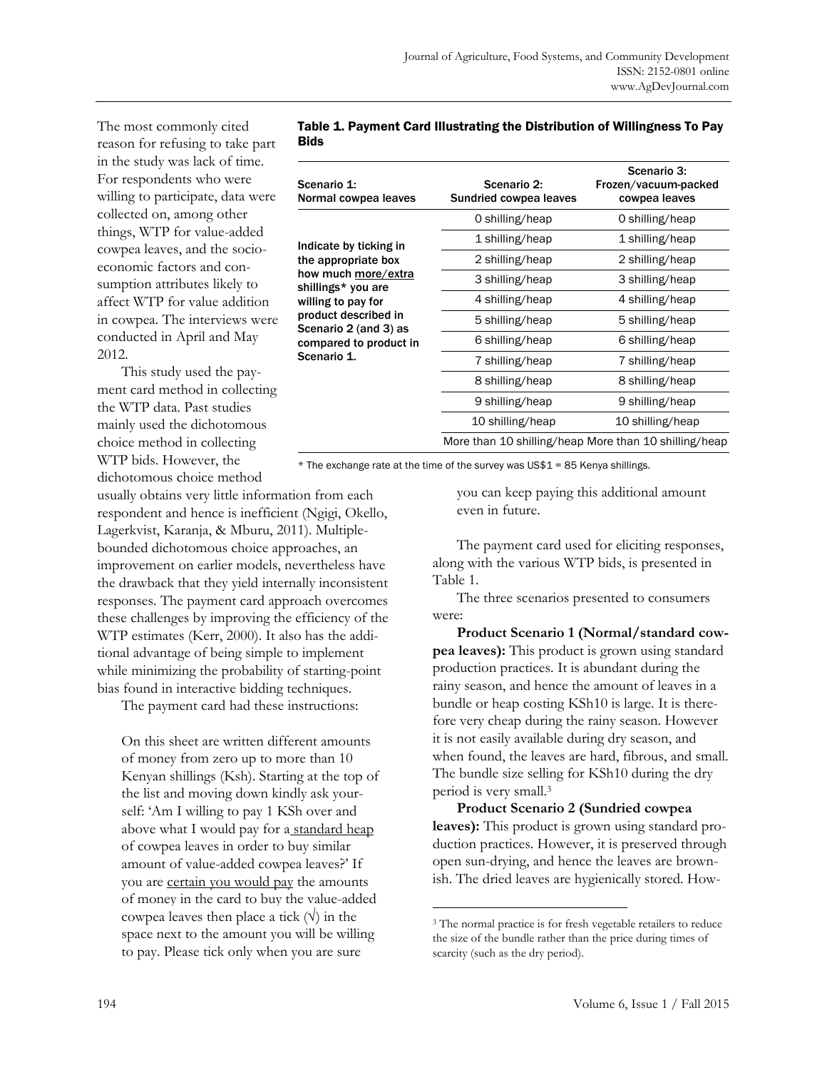The most commonly cited reason for refusing to take part in the study was lack of time. For respondents who were willing to participate, data were collected on, among other things, WTP for value-added cowpea leaves, and the socio-economic factors and consumption attributes likely to affect WTP for value addition in cowpea. The interviews were conducted in April and May 2012.

This study used the payment card method in collecting the WTP data. Past studies mainly used the dichotomous choice method in collecting WTP bids. However, the dichotomous choice method usually obtains very little information from each respondent and hence is inefficient (Ngigi, Okello, Lagerkvist, Karanja, & Mburu, 2011). Multiple-bounded dichotomous choice approaches, an improvement on earlier models, nevertheless have the drawback that they yield internally inconsistent responses. The payment card approach overcomes these challenges by improving the efficiency of the WTP estimates (Kerr, 2000). It also has the additional advantage of being simple to implement while minimizing the probability of starting-point bias found in interactive bidding techniques.

The payment card had these instructions:

> On this sheet are written different amounts of money from zero up to more than 10 Kenyan shillings (Ksh). Starting at the top of the list and moving down kindly ask yourself: 'Am I willing to pay 1 KSh over and above what I would pay for a standard heap of cowpea leaves in order to buy similar amount of value-added cowpea leaves?' If you are certain you would pay the amounts of money in the card to buy the value-added cowpea leaves then place a tick (√) in the space next to the amount you will be willing to pay. Please tick only when you are sure you can keep paying this additional amount even in future.

**Table 1. Payment Card Illustrating the Distribution of Willingness To Pay Bids**

| Scenario 1: Normal cowpea leaves | Scenario 2: Sundried cowpea leaves | Scenario 3: Frozen/vacuum-packed cowpea leaves |
|---|---|---|
| Indicate by ticking in the appropriate box how much more/extra shillings* you are willing to pay for product described in Scenario 2 (and 3) as compared to product in Scenario 1. | 0 shilling/heap | 0 shilling/heap |
| | 1 shilling/heap | 1 shilling/heap |
| | 2 shilling/heap | 2 shilling/heap |
| | 3 shilling/heap | 3 shilling/heap |
| | 4 shilling/heap | 4 shilling/heap |
| | 5 shilling/heap | 5 shilling/heap |
| | 6 shilling/heap | 6 shilling/heap |
| | 7 shilling/heap | 7 shilling/heap |
| | 8 shilling/heap | 8 shilling/heap |
| | 9 shilling/heap | 9 shilling/heap |
| | 10 shilling/heap | 10 shilling/heap |
| | More than 10 shilling/heap | More than 10 shilling/heap |

\* The exchange rate at the time of the survey was US$1 = 85 Kenya shillings.

The payment card used for eliciting responses, along with the various WTP bids, is presented in Table 1.

The three scenarios presented to consumers were:

**Product Scenario 1 (Normal/standard cowpea leaves):** This product is grown using standard production practices. It is abundant during the rainy season, and hence the amount of leaves in a bundle or heap costing KSh10 is large. It is therefore very cheap during the rainy season. However it is not easily available during dry season, and when found, the leaves are hard, fibrous, and small. The bundle size selling for KSh10 during the dry period is very small.[3]

**Product Scenario 2 (Sundried cowpea leaves):** This product is grown using standard production practices. However, it is preserved through open sun-drying, and hence the leaves are brownish. The dried leaves are hygienically stored. How-

[3] The normal practice is for fresh vegetable retailers to reduce the size of the bundle rather than the price during times of scarcity (such as the dry period).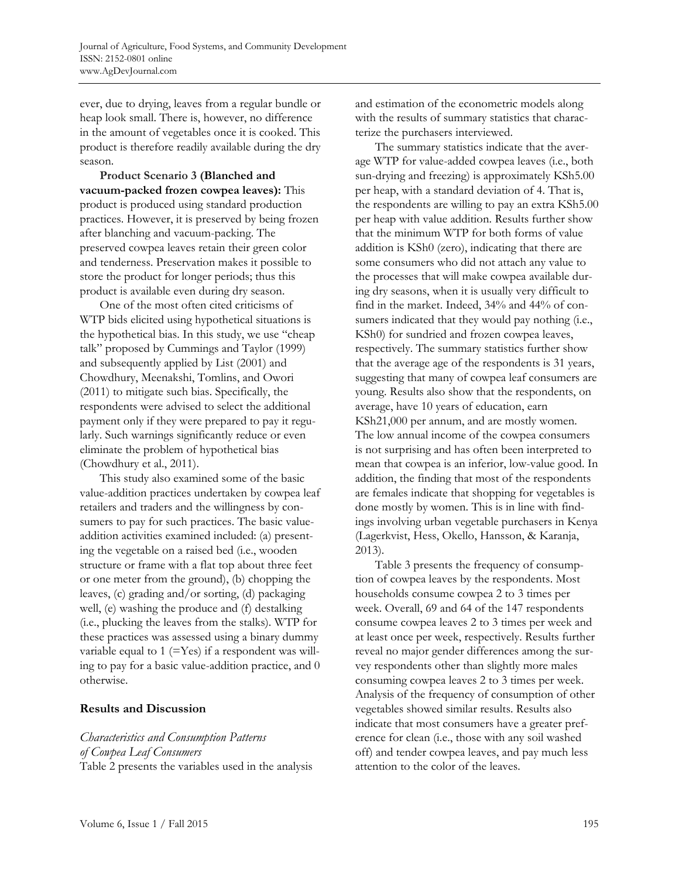ever, due to drying, leaves from a regular bundle or heap look small. There is, however, no difference in the amount of vegetables once it is cooked. This product is therefore readily available during the dry season.

**Product Scenario 3 (Blanched and vacuum-packed frozen cowpea leaves):** This product is produced using standard production practices. However, it is preserved by being frozen after blanching and vacuum-packing. The preserved cowpea leaves retain their green color and tenderness. Preservation makes it possible to store the product for longer periods; thus this product is available even during dry season.

One of the most often cited criticisms of WTP bids elicited using hypothetical situations is the hypothetical bias. In this study, we use "cheap talk" proposed by Cummings and Taylor (1999) and subsequently applied by List (2001) and Chowdhury, Meenakshi, Tomlins, and Owori (2011) to mitigate such bias. Specifically, the respondents were advised to select the additional payment only if they were prepared to pay it regularly. Such warnings significantly reduce or even eliminate the problem of hypothetical bias (Chowdhury et al., 2011).

This study also examined some of the basic value-addition practices undertaken by cowpea leaf retailers and traders and the willingness by consumers to pay for such practices. The basic value-addition activities examined included: (a) presenting the vegetable on a raised bed (i.e., wooden structure or frame with a flat top about three feet or one meter from the ground), (b) chopping the leaves, (c) grading and/or sorting, (d) packaging well, (e) washing the produce and (f) destalking (i.e., plucking the leaves from the stalks). WTP for these practices was assessed using a binary dummy variable equal to 1 (=Yes) if a respondent was willing to pay for a basic value-addition practice, and 0 otherwise.

## Results and Discussion

### *Characteristics and Consumption Patterns of Cowpea Leaf Consumers*

Table 2 presents the variables used in the analysis and estimation of the econometric models along with the results of summary statistics that characterize the purchasers interviewed.

The summary statistics indicate that the average WTP for value-added cowpea leaves (i.e., both sun-drying and freezing) is approximately KSh5.00 per heap, with a standard deviation of 4. That is, the respondents are willing to pay an extra KSh5.00 per heap with value addition. Results further show that the minimum WTP for both forms of value addition is KSh0 (zero), indicating that there are some consumers who did not attach any value to the processes that will make cowpea available during dry seasons, when it is usually very difficult to find in the market. Indeed, 34% and 44% of consumers indicated that they would pay nothing (i.e., KSh0) for sundried and frozen cowpea leaves, respectively. The summary statistics further show that the average age of the respondents is 31 years, suggesting that many of cowpea leaf consumers are young. Results also show that the respondents, on average, have 10 years of education, earn KSh21,000 per annum, and are mostly women. The low annual income of the cowpea consumers is not surprising and has often been interpreted to mean that cowpea is an inferior, low-value good. In addition, the finding that most of the respondents are females indicate that shopping for vegetables is done mostly by women. This is in line with findings involving urban vegetable purchasers in Kenya (Lagerkvist, Hess, Okello, Hansson, & Karanja, 2013).

Table 3 presents the frequency of consumption of cowpea leaves by the respondents. Most households consume cowpea 2 to 3 times per week. Overall, 69 and 64 of the 147 respondents consume cowpea leaves 2 to 3 times per week and at least once per week, respectively. Results further reveal no major gender differences among the survey respondents other than slightly more males consuming cowpea leaves 2 to 3 times per week. Analysis of the frequency of consumption of other vegetables showed similar results. Results also indicate that most consumers have a greater preference for clean (i.e., those with any soil washed off) and tender cowpea leaves, and pay much less attention to the color of the leaves.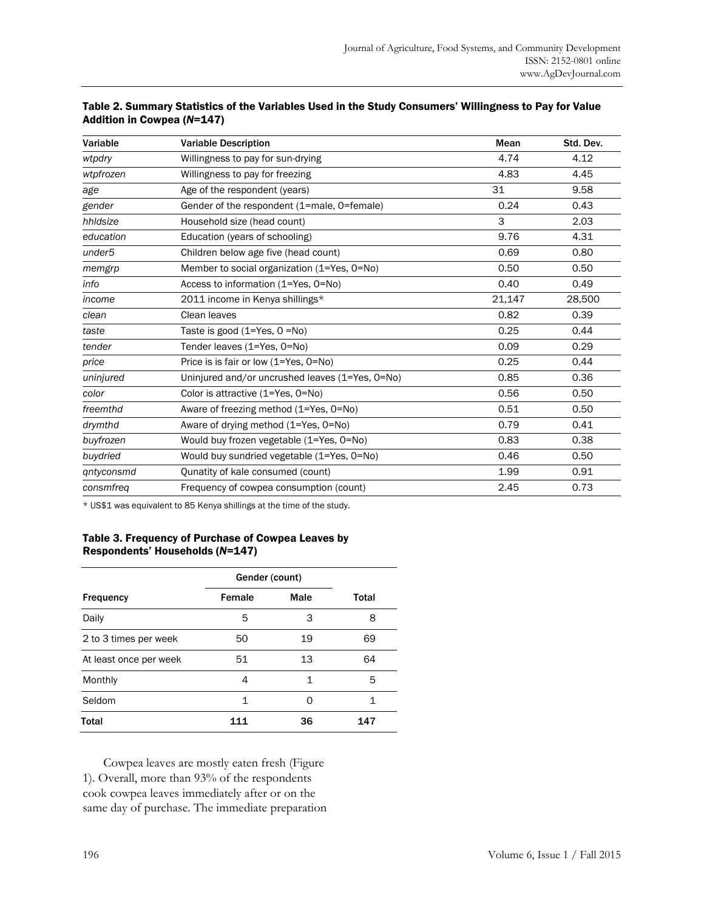**Table 2. Summary Statistics of the Variables Used in the Study Consumers' Willingness to Pay for Value Addition in Cowpea (*N*=147)**

| Variable | Variable Description | Mean | Std. Dev. |
|---|---|---|---|
| *wtpdry* | Willingness to pay for sun-drying | 4.74 | 4.12 |
| *wtpfrozen* | Willingness to pay for freezing | 4.83 | 4.45 |
| *age* | Age of the respondent (years) | 31 | 9.58 |
| *gender* | Gender of the respondent (1=male, 0=female) | 0.24 | 0.43 |
| *hhldsize* | Household size (head count) | 3 | 2.03 |
| *education* | Education (years of schooling) | 9.76 | 4.31 |
| *under5* | Children below age five (head count) | 0.69 | 0.80 |
| *memgrp* | Member to social organization (1=Yes, 0=No) | 0.50 | 0.50 |
| *info* | Access to information (1=Yes, 0=No) | 0.40 | 0.49 |
| *income* | 2011 income in Kenya shillings* | 21,147 | 28,500 |
| *clean* | Clean leaves | 0.82 | 0.39 |
| *taste* | Taste is good (1=Yes, 0 =No) | 0.25 | 0.44 |
| *tender* | Tender leaves (1=Yes, 0=No) | 0.09 | 0.29 |
| *price* | Price is is fair or low (1=Yes, 0=No) | 0.25 | 0.44 |
| *uninjured* | Uninjured and/or uncrushed leaves (1=Yes, 0=No) | 0.85 | 0.36 |
| *color* | Color is attractive (1=Yes, 0=No) | 0.56 | 0.50 |
| *freemthd* | Aware of freezing method (1=Yes, 0=No) | 0.51 | 0.50 |
| *drymthd* | Aware of drying method (1=Yes, 0=No) | 0.79 | 0.41 |
| *buyfrozen* | Would buy frozen vegetable (1=Yes, 0=No) | 0.83 | 0.38 |
| *buydried* | Would buy sundried vegetable (1=Yes, 0=No) | 0.46 | 0.50 |
| *qntyconsmd* | Qunatity of kale consumed (count) | 1.99 | 0.91 |
| *consmfreq* | Frequency of cowpea consumption (count) | 2.45 | 0.73 |

\* US$1 was equivalent to 85 Kenya shillings at the time of the study.

**Table 3. Frequency of Purchase of Cowpea Leaves by Respondents' Households (*N*=147)**

| | Gender (count) | | |
|---|---|---|---|
| **Frequency** | **Female** | **Male** | **Total** |
| Daily | 5 | 3 | 8 |
| 2 to 3 times per week | 50 | 19 | 69 |
| At least once per week | 51 | 13 | 64 |
| Monthly | 4 | 1 | 5 |
| Seldom | 1 | 0 | 1 |
| **Total** | **111** | **36** | **147** |

Cowpea leaves are mostly eaten fresh (Figure 1). Overall, more than 93% of the respondents cook cowpea leaves immediately after or on the same day of purchase. The immediate preparation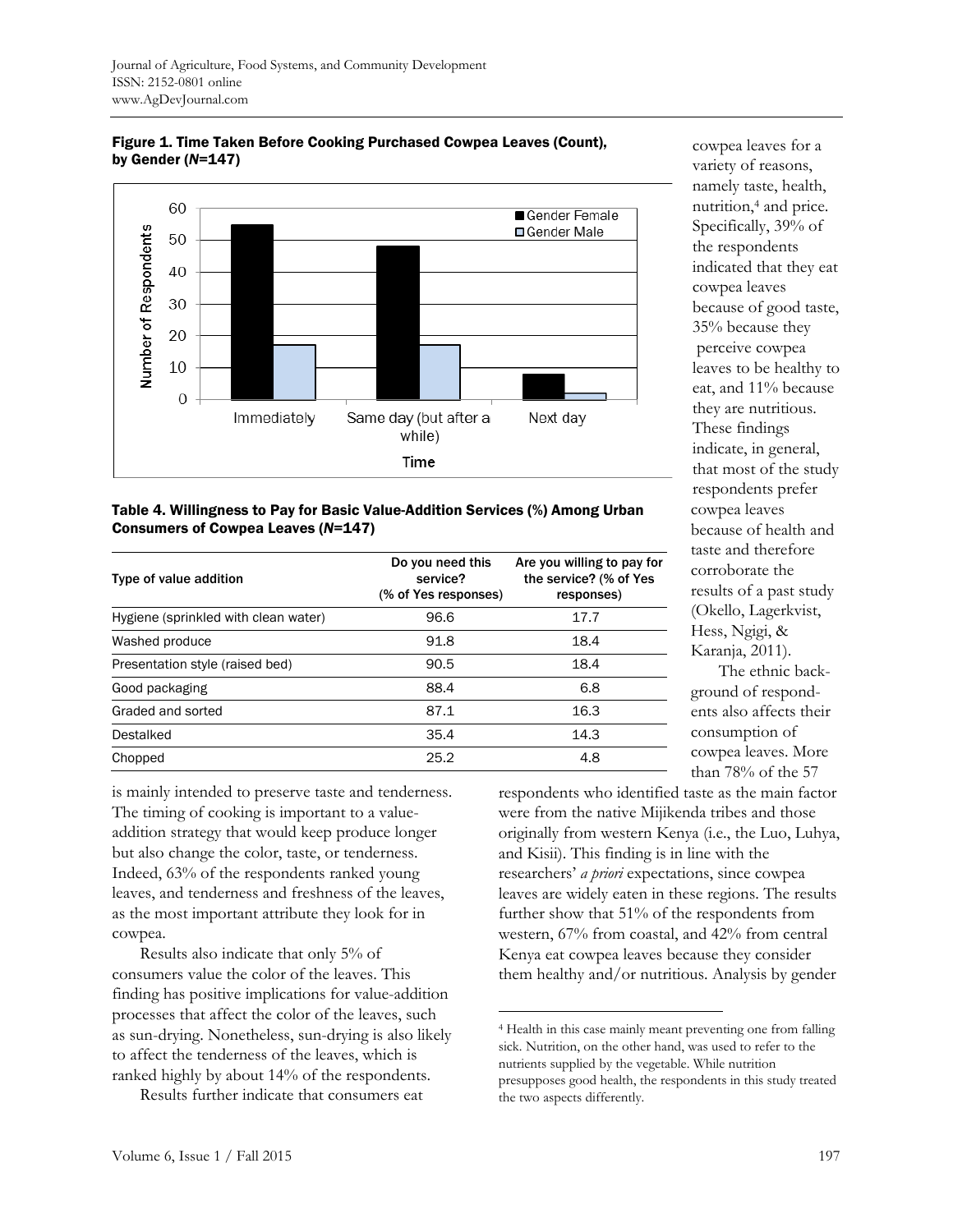**Figure 1. Time Taken Before Cooking Purchased Cowpea Leaves (Count), by Gender (*N*=147)**

**Table 4. Willingness to Pay for Basic Value-Addition Services (%) Among Urban Consumers of Cowpea Leaves (*N*=147)**

| Type of value addition | Do you need this service? (% of Yes responses) | Are you willing to pay for the service? (% of Yes responses) |
|---|---|---|
| Hygiene (sprinkled with clean water) | 96.6 | 17.7 |
| Washed produce | 91.8 | 18.4 |
| Presentation style (raised bed) | 90.5 | 18.4 |
| Good packaging | 88.4 | 6.8 |
| Graded and sorted | 87.1 | 16.3 |
| Destalked | 35.4 | 14.3 |
| Chopped | 25.2 | 4.8 |

is mainly intended to preserve taste and tenderness. The timing of cooking is important to a value-addition strategy that would keep produce longer but also change the color, taste, or tenderness. Indeed, 63% of the respondents ranked young leaves, and tenderness and freshness of the leaves, as the most important attribute they look for in cowpea.

Results also indicate that only 5% of consumers value the color of the leaves. This finding has positive implications for value-addition processes that affect the color of the leaves, such as sun-drying. Nonetheless, sun-drying is also likely to affect the tenderness of the leaves, which is ranked highly by about 14% of the respondents.

Results further indicate that consumers eat cowpea leaves for a variety of reasons, namely taste, health, nutrition,[4] and price. Specifically, 39% of the respondents indicated that they eat cowpea leaves because of good taste, 35% because they perceive cowpea leaves to be healthy to eat, and 11% because they are nutritious. These findings indicate, in general, that most of the study respondents prefer cowpea leaves because of health and taste and therefore corroborate the results of a past study (Okello, Lagerkvist, Hess, Ngigi, & Karanja, 2011).

The ethnic background of respondents also affects their consumption of cowpea leaves. More than 78% of the 57 respondents who identified taste as the main factor were from the native Mijikenda tribes and those originally from western Kenya (i.e., the Luo, Luhya, and Kisii). This finding is in line with the researchers' *a priori* expectations, since cowpea leaves are widely eaten in these regions. The results further show that 51% of the respondents from western, 67% from coastal, and 42% from central Kenya eat cowpea leaves because they consider them healthy and/or nutritious. Analysis by gender

[4] Health in this case mainly meant preventing one from falling sick. Nutrition, on the other hand, was used to refer to the nutrients supplied by the vegetable. While nutrition presupposes good health, the respondents in this study treated the two aspects differently.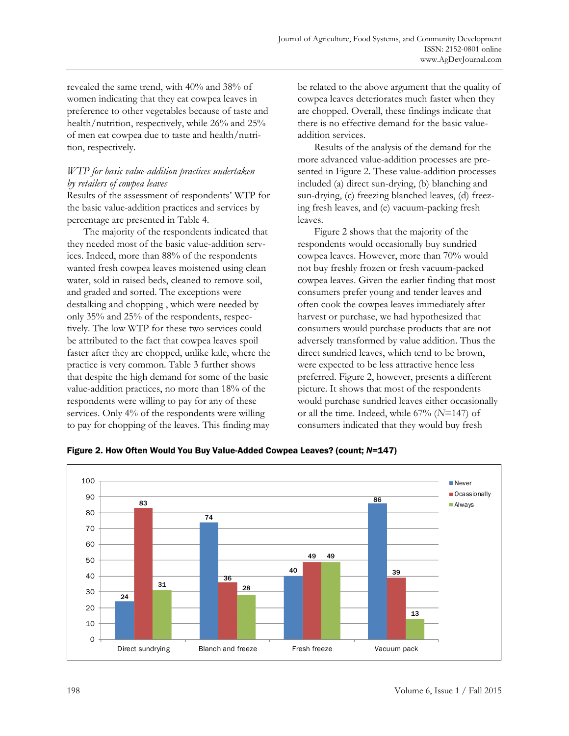revealed the same trend, with 40% and 38% of women indicating that they eat cowpea leaves in preference to other vegetables because of taste and health/nutrition, respectively, while 26% and 25% of men eat cowpea due to taste and health/nutrition, respectively.

### *WTP for basic value-addition practices undertaken by retailers of cowpea leaves*

Results of the assessment of respondents' WTP for the basic value-addition practices and services by percentage are presented in Table 4.

The majority of the respondents indicated that they needed most of the basic value-addition services. Indeed, more than 88% of the respondents wanted fresh cowpea leaves moistened using clean water, sold in raised beds, cleaned to remove soil, and graded and sorted. The exceptions were destalking and chopping , which were needed by only 35% and 25% of the respondents, respectively. The low WTP for these two services could be attributed to the fact that cowpea leaves spoil faster after they are chopped, unlike kale, where the practice is very common. Table 3 further shows that despite the high demand for some of the basic value-addition practices, no more than 18% of the respondents were willing to pay for any of these services. Only 4% of the respondents were willing to pay for chopping of the leaves. This finding may be related to the above argument that the quality of cowpea leaves deteriorates much faster when they are chopped. Overall, these findings indicate that there is no effective demand for the basic value-addition services.

Results of the analysis of the demand for the more advanced value-addition processes are presented in Figure 2. These value-addition processes included (a) direct sun-drying, (b) blanching and sun-drying, (c) freezing blanched leaves, (d) freezing fresh leaves, and (e) vacuum-packing fresh leaves.

Figure 2 shows that the majority of the respondents would occasionally buy sundried cowpea leaves. However, more than 70% would not buy freshly frozen or fresh vacuum-packed cowpea leaves. Given the earlier finding that most consumers prefer young and tender leaves and often cook the cowpea leaves immediately after harvest or purchase, we had hypothesized that consumers would purchase products that are not adversely transformed by value addition. Thus the direct sundried leaves, which tend to be brown, were expected to be less attractive hence less preferred. Figure 2, however, presents a different picture. It shows that most of the respondents would purchase sundried leaves either occasionally or all the time. Indeed, while 67% (*N*=147) of consumers indicated that they would buy fresh

**Figure 2. How Often Would You Buy Value-Added Cowpea Leaves? (count; *N*=147)**

| | Never | Ocassionally | Always |
|---|---|---|---|
| Direct sundrying | 24 | 83 | 31 |
| Blanch and freeze | 74 | 36 | 28 |
| Fresh freeze | 40 | 49 | 49 |
| Vacuum pack | 86 | 39 | 13 |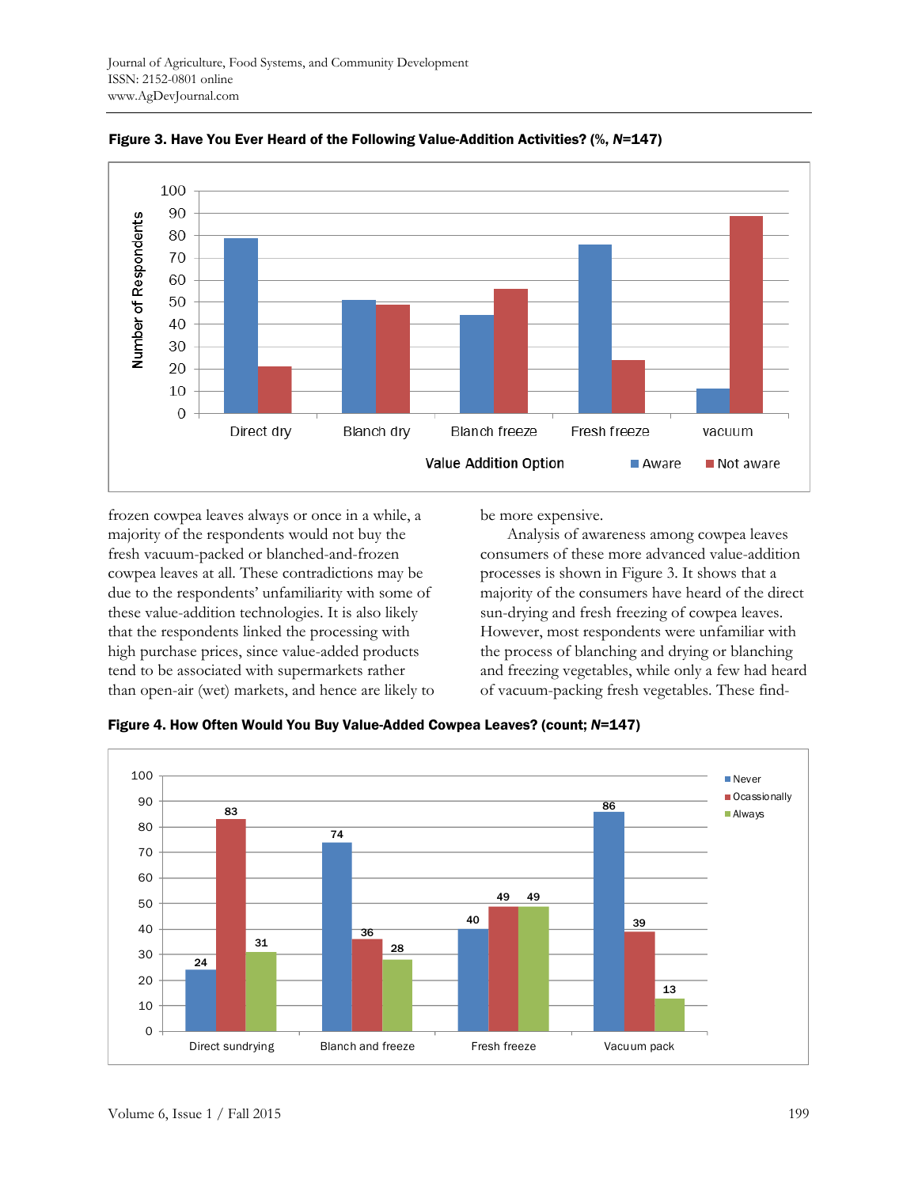**Figure 3. Have You Ever Heard of the Following Value-Addition Activities? (%, *N*=147)**

**Figure 4. How Often Would You Buy Value-Added Cowpea Leaves? (count; *N*=147)**

frozen cowpea leaves always or once in a while, a majority of the respondents would not buy the fresh vacuum-packed or blanched-and-frozen cowpea leaves at all. These contradictions may be due to the respondents' unfamiliarity with some of these value-addition technologies. It is also likely that the respondents linked the processing with high purchase prices, since value-added products tend to be associated with supermarkets rather than open-air (wet) markets, and hence are likely to be more expensive.

Analysis of awareness among cowpea leaves consumers of these more advanced value-addition processes is shown in Figure 3. It shows that a majority of the consumers have heard of the direct sun-drying and fresh freezing of cowpea leaves. However, most respondents were unfamiliar with the process of blanching and drying or blanching and freezing vegetables, while only a few had heard of vacuum-packing fresh vegetables. These find-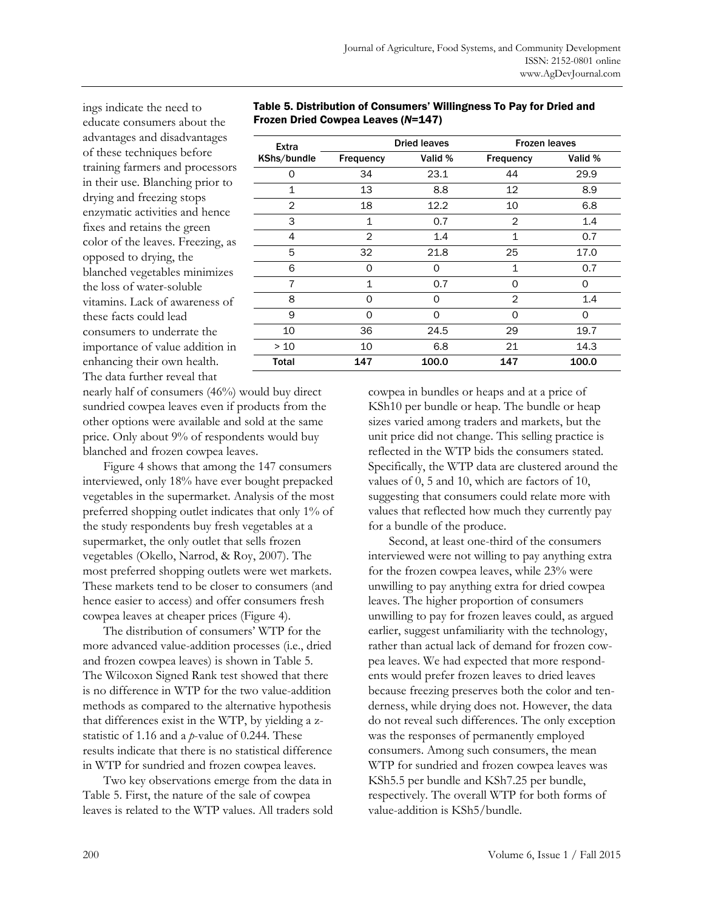ings indicate the need to educate consumers about the advantages and disadvantages of these techniques before training farmers and processors in their use. Blanching prior to drying and freezing stops enzymatic activities and hence fixes and retains the green color of the leaves. Freezing, as opposed to drying, the blanched vegetables minimizes the loss of water-soluble vitamins. Lack of awareness of these facts could lead consumers to underrate the importance of value addition in enhancing their own health. The data further reveal that nearly half of consumers (46%) would buy direct sundried cowpea leaves even if products from the other options were available and sold at the same price. Only about 9% of respondents would buy blanched and frozen cowpea leaves.

**Table 5. Distribution of Consumers' Willingness To Pay for Dried and Frozen Dried Cowpea Leaves (*N*=147)**

| Extra KShs/bundle | Dried leaves | | Frozen leaves | |
|---|---|---|---|---|
| | Frequency | Valid % | Frequency | Valid % |
| 0 | 34 | 23.1 | 44 | 29.9 |
| 1 | 13 | 8.8 | 12 | 8.9 |
| 2 | 18 | 12.2 | 10 | 6.8 |
| 3 | 1 | 0.7 | 2 | 1.4 |
| 4 | 2 | 1.4 | 1 | 0.7 |
| 5 | 32 | 21.8 | 25 | 17.0 |
| 6 | 0 | 0 | 1 | 0.7 |
| 7 | 1 | 0.7 | 0 | 0 |
| 8 | 0 | 0 | 2 | 1.4 |
| 9 | 0 | 0 | 0 | 0 |
| 10 | 36 | 24.5 | 29 | 19.7 |
| > 10 | 10 | 6.8 | 21 | 14.3 |
| **Total** | **147** | **100.0** | **147** | **100.0** |

Figure 4 shows that among the 147 consumers interviewed, only 18% have ever bought prepacked vegetables in the supermarket. Analysis of the most preferred shopping outlet indicates that only 1% of the study respondents buy fresh vegetables at a supermarket, the only outlet that sells frozen vegetables (Okello, Narrod, & Roy, 2007). The most preferred shopping outlets were wet markets. These markets tend to be closer to consumers (and hence easier to access) and offer consumers fresh cowpea leaves at cheaper prices (Figure 4).

The distribution of consumers' WTP for the more advanced value-addition processes (i.e., dried and frozen cowpea leaves) is shown in Table 5. The Wilcoxon Signed Rank test showed that there is no difference in WTP for the two value-addition methods as compared to the alternative hypothesis that differences exist in the WTP, by yielding a z-statistic of 1.16 and a *p*-value of 0.244. These results indicate that there is no statistical difference in WTP for sundried and frozen cowpea leaves.

Two key observations emerge from the data in Table 5. First, the nature of the sale of cowpea leaves is related to the WTP values. All traders sold cowpea in bundles or heaps and at a price of KSh10 per bundle or heap. The bundle or heap sizes varied among traders and markets, but the unit price did not change. This selling practice is reflected in the WTP bids the consumers stated. Specifically, the WTP data are clustered around the values of 0, 5 and 10, which are factors of 10, suggesting that consumers could relate more with values that reflected how much they currently pay for a bundle of the produce.

Second, at least one-third of the consumers interviewed were not willing to pay anything extra for the frozen cowpea leaves, while 23% were unwilling to pay anything extra for dried cowpea leaves. The higher proportion of consumers unwilling to pay for frozen leaves could, as argued earlier, suggest unfamiliarity with the technology, rather than actual lack of demand for frozen cowpea leaves. We had expected that more respondents would prefer frozen leaves to dried leaves because freezing preserves both the color and tenderness, while drying does not. However, the data do not reveal such differences. The only exception was the responses of permanently employed consumers. Among such consumers, the mean WTP for sundried and frozen cowpea leaves was KSh5.5 per bundle and KSh7.25 per bundle, respectively. The overall WTP for both forms of value-addition is KSh5/bundle.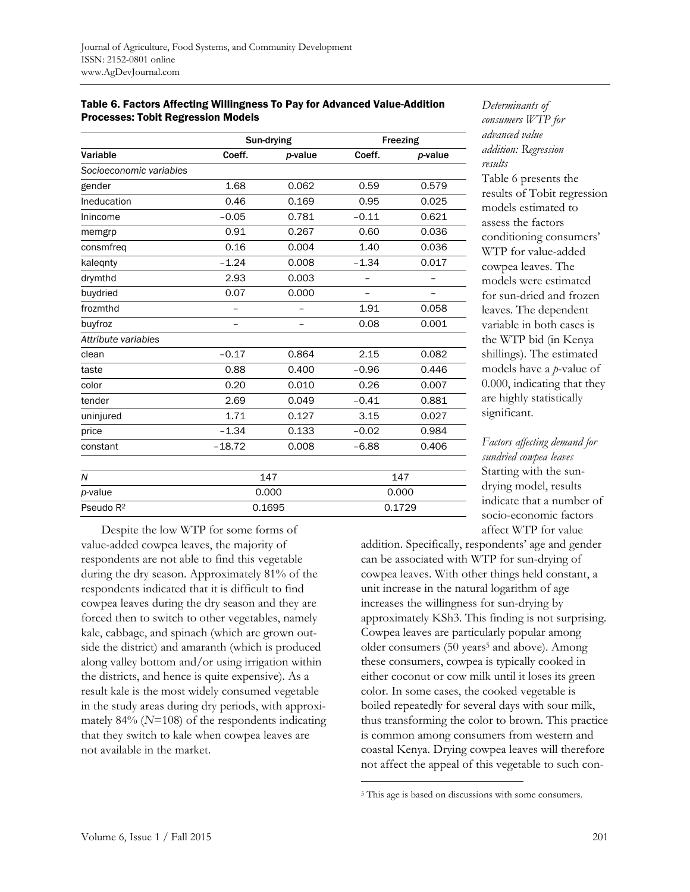**Table 6. Factors Affecting Willingness To Pay for Advanced Value-Addition Processes: Tobit Regression Models**

| | Sun-drying | | Freezing | |
|---|---|---|---|---|
| Variable | Coeff. | *p*-value | Coeff. | *p*-value |
| *Socioeconomic variables* | | | | |
| gender | 1.68 | 0.062 | 0.59 | 0.579 |
| lneducation | 0.46 | 0.169 | 0.95 | 0.025 |
| lnincome | −0.05 | 0.781 | −0.11 | 0.621 |
| memgrp | 0.91 | 0.267 | 0.60 | 0.036 |
| consmfreq | 0.16 | 0.004 | 1.40 | 0.036 |
| kaleqnty | −1.24 | 0.008 | −1.34 | 0.017 |
| drymthd | 2.93 | 0.003 | – | – |
| buydried | 0.07 | 0.000 | – | – |
| frozmthd | – | – | 1.91 | 0.058 |
| buyfroz | – | – | 0.08 | 0.001 |
| *Attribute variables* | | | | |
| clean | −0.17 | 0.864 | 2.15 | 0.082 |
| taste | 0.88 | 0.400 | −0.96 | 0.446 |
| color | 0.20 | 0.010 | 0.26 | 0.007 |
| tender | 2.69 | 0.049 | −0.41 | 0.881 |
| uninjured | 1.71 | 0.127 | 3.15 | 0.027 |
| price | −1.34 | 0.133 | −0.02 | 0.984 |
| constant | −18.72 | 0.008 | −6.88 | 0.406 |
| *N* | 147 | | 147 | |
| *p*-value | 0.000 | | 0.000 | |
| Pseudo $R^2$ | 0.1695 | | 0.1729 | |

Despite the low WTP for some forms of value-added cowpea leaves, the majority of respondents are not able to find this vegetable during the dry season. Approximately 81% of the respondents indicated that it is difficult to find cowpea leaves during the dry season and they are forced then to switch to other vegetables, namely kale, cabbage, and spinach (which are grown outside the district) and amaranth (which is produced along valley bottom and/or using irrigation within the districts, and hence is quite expensive). As a result kale is the most widely consumed vegetable in the study areas during dry periods, with approximately 84% (*N*=108) of the respondents indicating that they switch to kale when cowpea leaves are not available in the market.

*Determinants of consumers WTP for advanced value addition: Regression results*

Table 6 presents the results of Tobit regression models estimated to assess the factors conditioning consumers' WTP for value-added cowpea leaves. The models were estimated for sun-dried and frozen leaves. The dependent variable in both cases is the WTP bid (in Kenya shillings). The estimated models have a *p*-value of 0.000, indicating that they are highly statistically significant.

*Factors affecting demand for sundried cowpea leaves*

Starting with the sun-drying model, results indicate that a number of socio-economic factors affect WTP for value addition. Specifically, respondents' age and gender can be associated with WTP for sun-drying of cowpea leaves. With other things held constant, a unit increase in the natural logarithm of age increases the willingness for sun-drying by approximately KSh3. This finding is not surprising. Cowpea leaves are particularly popular among older consumers (50 years[5] and above). Among these consumers, cowpea is typically cooked in either coconut or cow milk until it loses its green color. In some cases, the cooked vegetable is boiled repeatedly for several days with sour milk, thus transforming the color to brown. This practice is common among consumers from western and coastal Kenya. Drying cowpea leaves will therefore not affect the appeal of this vegetable to such con-

[5] This age is based on discussions with some consumers.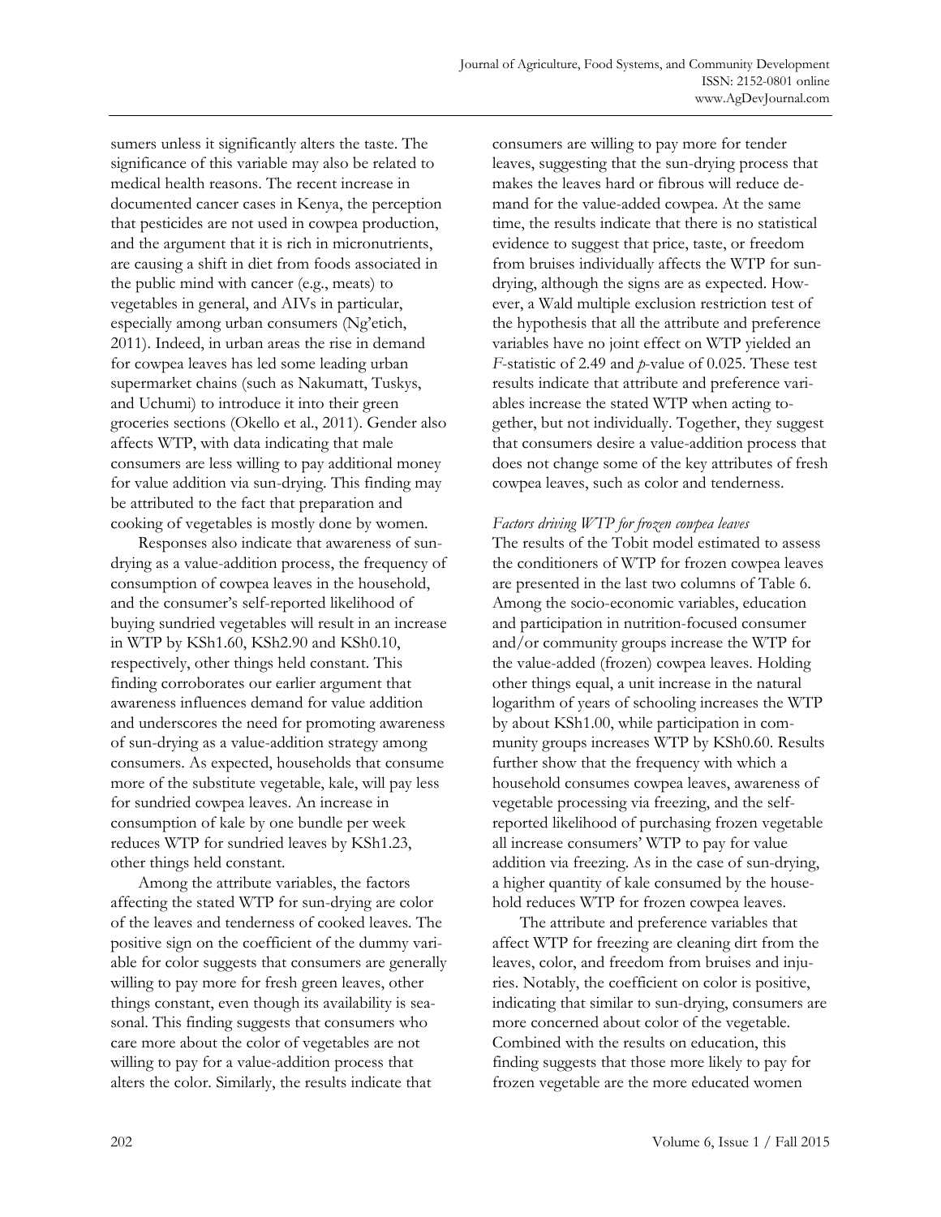sumers unless it significantly alters the taste. The significance of this variable may also be related to medical health reasons. The recent increase in documented cancer cases in Kenya, the perception that pesticides are not used in cowpea production, and the argument that it is rich in micronutrients, are causing a shift in diet from foods associated in the public mind with cancer (e.g., meats) to vegetables in general, and AIVs in particular, especially among urban consumers (Ng'etich, 2011). Indeed, in urban areas the rise in demand for cowpea leaves has led some leading urban supermarket chains (such as Nakumatt, Tuskys, and Uchumi) to introduce it into their green groceries sections (Okello et al., 2011). Gender also affects WTP, with data indicating that male consumers are less willing to pay additional money for value addition via sun-drying. This finding may be attributed to the fact that preparation and cooking of vegetables is mostly done by women.

Responses also indicate that awareness of sun-drying as a value-addition process, the frequency of consumption of cowpea leaves in the household, and the consumer's self-reported likelihood of buying sundried vegetables will result in an increase in WTP by KSh1.60, KSh2.90 and KSh0.10, respectively, other things held constant. This finding corroborates our earlier argument that awareness influences demand for value addition and underscores the need for promoting awareness of sun-drying as a value-addition strategy among consumers. As expected, households that consume more of the substitute vegetable, kale, will pay less for sundried cowpea leaves. An increase in consumption of kale by one bundle per week reduces WTP for sundried leaves by KSh1.23, other things held constant.

Among the attribute variables, the factors affecting the stated WTP for sun-drying are color of the leaves and tenderness of cooked leaves. The positive sign on the coefficient of the dummy variable for color suggests that consumers are generally willing to pay more for fresh green leaves, other things constant, even though its availability is seasonal. This finding suggests that consumers who care more about the color of vegetables are not willing to pay for a value-addition process that alters the color. Similarly, the results indicate that consumers are willing to pay more for tender leaves, suggesting that the sun-drying process that makes the leaves hard or fibrous will reduce demand for the value-added cowpea. At the same time, the results indicate that there is no statistical evidence to suggest that price, taste, or freedom from bruises individually affects the WTP for sun-drying, although the signs are as expected. However, a Wald multiple exclusion restriction test of the hypothesis that all the attribute and preference variables have no joint effect on WTP yielded an $F$-statistic of 2.49 and $p$-value of 0.025. These test results indicate that attribute and preference variables increase the stated WTP when acting together, but not individually. Together, they suggest that consumers desire a value-addition process that does not change some of the key attributes of fresh cowpea leaves, such as color and tenderness.

*Factors driving WTP for frozen cowpea leaves*

The results of the Tobit model estimated to assess the conditioners of WTP for frozen cowpea leaves are presented in the last two columns of Table 6. Among the socio-economic variables, education and participation in nutrition-focused consumer and/or community groups increase the WTP for the value-added (frozen) cowpea leaves. Holding other things equal, a unit increase in the natural logarithm of years of schooling increases the WTP by about KSh1.00, while participation in community groups increases WTP by KSh0.60. Results further show that the frequency with which a household consumes cowpea leaves, awareness of vegetable processing via freezing, and the self-reported likelihood of purchasing frozen vegetable all increase consumers' WTP to pay for value addition via freezing. As in the case of sun-drying, a higher quantity of kale consumed by the household reduces WTP for frozen cowpea leaves.

The attribute and preference variables that affect WTP for freezing are cleaning dirt from the leaves, color, and freedom from bruises and injuries. Notably, the coefficient on color is positive, indicating that similar to sun-drying, consumers are more concerned about color of the vegetable. Combined with the results on education, this finding suggests that those more likely to pay for frozen vegetable are the more educated women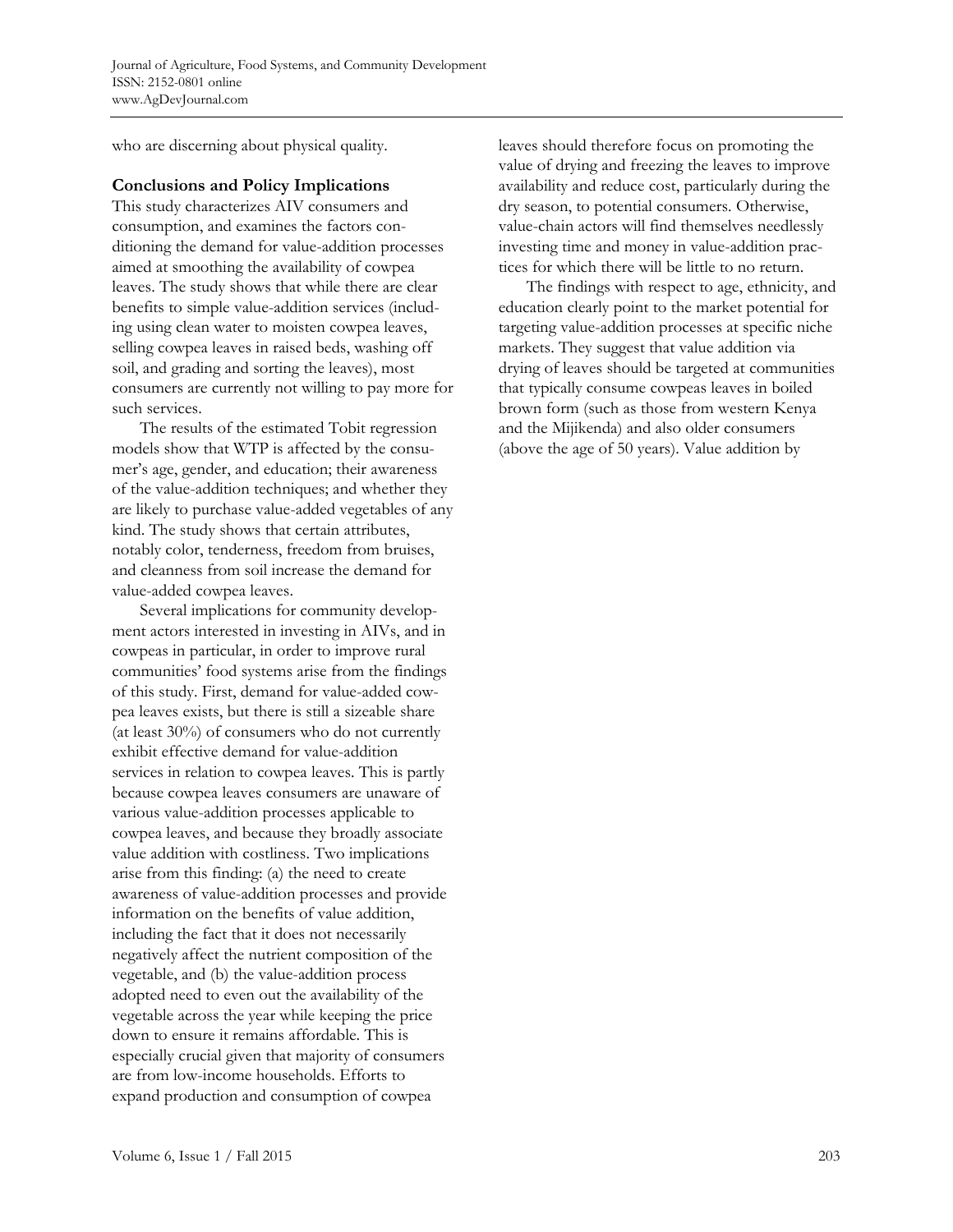who are discerning about physical quality.

### Conclusions and Policy Implications

This study characterizes AIV consumers and consumption, and examines the factors conditioning the demand for value-addition processes aimed at smoothing the availability of cowpea leaves. The study shows that while there are clear benefits to simple value-addition services (including using clean water to moisten cowpea leaves, selling cowpea leaves in raised beds, washing off soil, and grading and sorting the leaves), most consumers are currently not willing to pay more for such services.

The results of the estimated Tobit regression models show that WTP is affected by the consumer's age, gender, and education; their awareness of the value-addition techniques; and whether they are likely to purchase value-added vegetables of any kind. The study shows that certain attributes, notably color, tenderness, freedom from bruises, and cleanness from soil increase the demand for value-added cowpea leaves.

Several implications for community development actors interested in investing in AIVs, and in cowpeas in particular, in order to improve rural communities' food systems arise from the findings of this study. First, demand for value-added cowpea leaves exists, but there is still a sizeable share (at least 30%) of consumers who do not currently exhibit effective demand for value-addition services in relation to cowpea leaves. This is partly because cowpea leaves consumers are unaware of various value-addition processes applicable to cowpea leaves, and because they broadly associate value addition with costliness. Two implications arise from this finding: (a) the need to create awareness of value-addition processes and provide information on the benefits of value addition, including the fact that it does not necessarily negatively affect the nutrient composition of the vegetable, and (b) the value-addition process adopted need to even out the availability of the vegetable across the year while keeping the price down to ensure it remains affordable. This is especially crucial given that majority of consumers are from low-income households. Efforts to expand production and consumption of cowpea leaves should therefore focus on promoting the value of drying and freezing the leaves to improve availability and reduce cost, particularly during the dry season, to potential consumers. Otherwise, value-chain actors will find themselves needlessly investing time and money in value-addition practices for which there will be little to no return.

The findings with respect to age, ethnicity, and education clearly point to the market potential for targeting value-addition processes at specific niche markets. They suggest that value addition via drying of leaves should be targeted at communities that typically consume cowpeas leaves in boiled brown form (such as those from western Kenya and the Mijikenda) and also older consumers (above the age of 50 years). Value addition by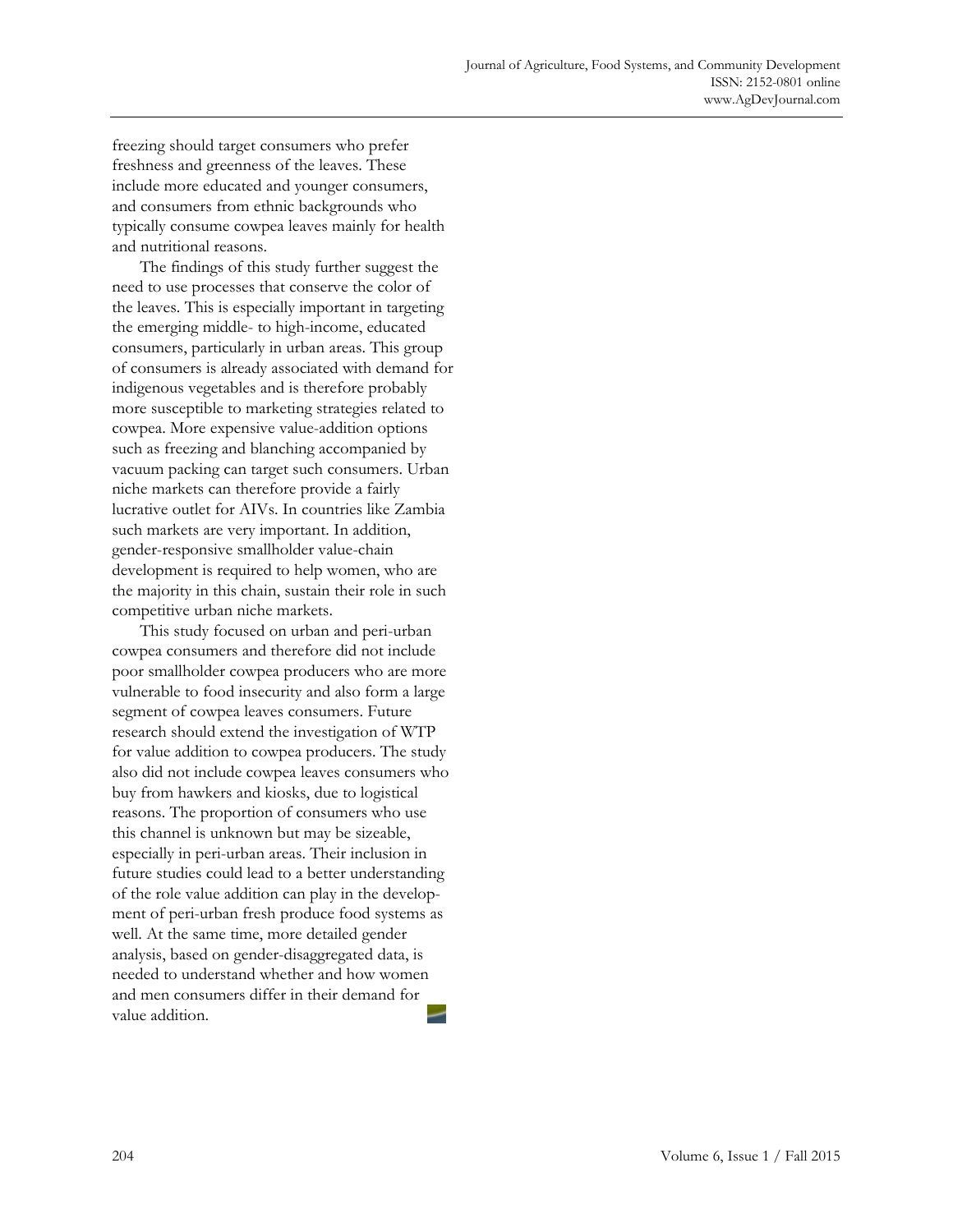freezing should target consumers who prefer freshness and greenness of the leaves. These include more educated and younger consumers, and consumers from ethnic backgrounds who typically consume cowpea leaves mainly for health and nutritional reasons.

The findings of this study further suggest the need to use processes that conserve the color of the leaves. This is especially important in targeting the emerging middle- to high-income, educated consumers, particularly in urban areas. This group of consumers is already associated with demand for indigenous vegetables and is therefore probably more susceptible to marketing strategies related to cowpea. More expensive value-addition options such as freezing and blanching accompanied by vacuum packing can target such consumers. Urban niche markets can therefore provide a fairly lucrative outlet for AIVs. In countries like Zambia such markets are very important. In addition, gender-responsive smallholder value-chain development is required to help women, who are the majority in this chain, sustain their role in such competitive urban niche markets.

This study focused on urban and peri-urban cowpea consumers and therefore did not include poor smallholder cowpea producers who are more vulnerable to food insecurity and also form a large segment of cowpea leaves consumers. Future research should extend the investigation of WTP for value addition to cowpea producers. The study also did not include cowpea leaves consumers who buy from hawkers and kiosks, due to logistical reasons. The proportion of consumers who use this channel is unknown but may be sizeable, especially in peri-urban areas. Their inclusion in future studies could lead to a better understanding of the role value addition can play in the development of peri-urban fresh produce food systems as well. At the same time, more detailed gender analysis, based on gender-disaggregated data, is needed to understand whether and how women and men consumers differ in their demand for value addition.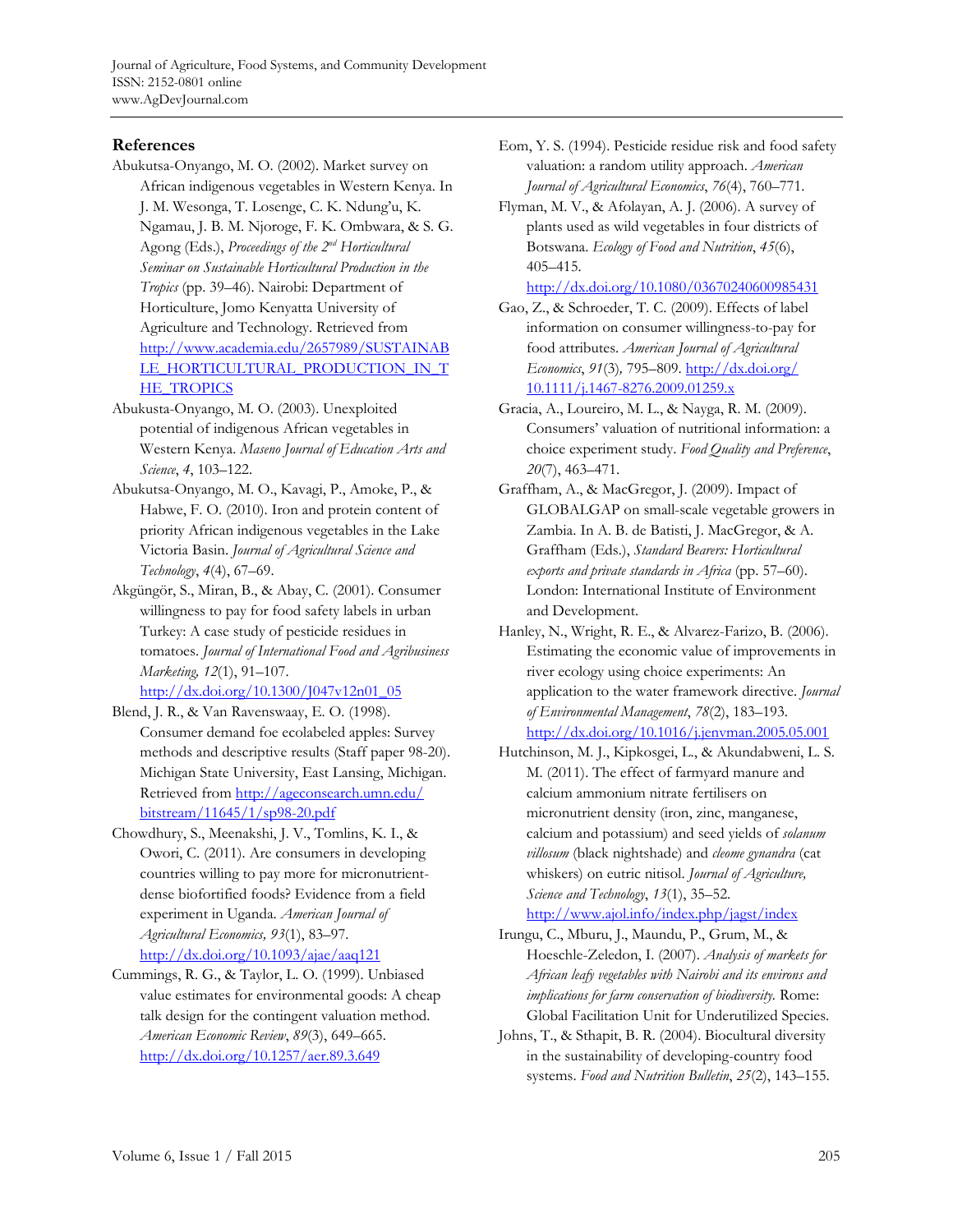## References

Abukutsa-Onyango, M. O. (2002). Market survey on African indigenous vegetables in Western Kenya. In J. M. Wesonga, T. Losenge, C. K. Ndung'u, K. Ngamau, J. B. M. Njoroge, F. K. Ombwara, & S. G. Agong (Eds.), *Proceedings of the 2nd Horticultural Seminar on Sustainable Horticultural Production in the Tropics* (pp. 39–46). Nairobi: Department of Horticulture, Jomo Kenyatta University of Agriculture and Technology. Retrieved from http://www.academia.edu/2657989/SUSTAINABLE_HORTICULTURAL_PRODUCTION_IN_THE_TROPICS

Abukusta-Onyango, M. O. (2003). Unexploited potential of indigenous African vegetables in Western Kenya. *Maseno Journal of Education Arts and Science*, *4*, 103–122.

Abukutsa-Onyango, M. O., Kavagi, P., Amoke, P., & Habwe, F. O. (2010). Iron and protein content of priority African indigenous vegetables in the Lake Victoria Basin. *Journal of Agricultural Science and Technology*, *4*(4), 67–69.

Akgüngör, S., Miran, B., & Abay, C. (2001). Consumer willingness to pay for food safety labels in urban Turkey: A case study of pesticide residues in tomatoes. *Journal of International Food and Agribusiness Marketing, 12*(1), 91–107. http://dx.doi.org/10.1300/J047v12n01_05

Blend, J. R., & Van Ravenswaay, E. O. (1998). Consumer demand foe ecolabeled apples: Survey methods and descriptive results (Staff paper 98-20). Michigan State University, East Lansing, Michigan. Retrieved from http://ageconsearch.umn.edu/bitstream/11645/1/sp98-20.pdf

Chowdhury, S., Meenakshi, J. V., Tomlins, K. I., & Owori, C. (2011). Are consumers in developing countries willing to pay more for micronutrient-dense biofortified foods? Evidence from a field experiment in Uganda. *American Journal of Agricultural Economics, 93*(1), 83–97. http://dx.doi.org/10.1093/ajae/aaq121

Cummings, R. G., & Taylor, L. O. (1999). Unbiased value estimates for environmental goods: A cheap talk design for the contingent valuation method. *American Economic Review*, *89*(3), 649–665. http://dx.doi.org/10.1257/aer.89.3.649

Eom, Y. S. (1994). Pesticide residue risk and food safety valuation: a random utility approach. *American Journal of Agricultural Economics*, *76*(4), 760–771.

Flyman, M. V., & Afolayan, A. J. (2006). A survey of plants used as wild vegetables in four districts of Botswana. *Ecology of Food and Nutrition*, *45*(6), 405–415. http://dx.doi.org/10.1080/03670240600985431

Gao, Z., & Schroeder, T. C. (2009). Effects of label information on consumer willingness-to-pay for food attributes. *American Journal of Agricultural Economics*, *91*(3)*,* 795–809. http://dx.doi.org/10.1111/j.1467-8276.2009.01259.x

Gracia, A., Loureiro, M. L., & Nayga, R. M. (2009). Consumers' valuation of nutritional information: a choice experiment study. *Food Quality and Preference*, *20*(7), 463–471.

Graffham, A., & MacGregor, J. (2009). Impact of GLOBALGAP on small-scale vegetable growers in Zambia. In A. B. de Batisti, J. MacGregor, & A. Graffham (Eds.), *Standard Bearers: Horticultural exports and private standards in Africa* (pp. 57–60). London: International Institute of Environment and Development.

Hanley, N., Wright, R. E., & Alvarez-Farizo, B. (2006). Estimating the economic value of improvements in river ecology using choice experiments: An application to the water framework directive. *Journal of Environmental Management*, *78*(2), 183–193. http://dx.doi.org/10.1016/j.jenvman.2005.05.001

Hutchinson, M. J., Kipkosgei, L., & Akundabweni, L. S. M. (2011). The effect of farmyard manure and calcium ammonium nitrate fertilisers on micronutrient density (iron, zinc, manganese, calcium and potassium) and seed yields of *solanum villosum* (black nightshade) and *cleome gynandra* (cat whiskers) on eutric nitisol. *Journal of Agriculture, Science and Technology*, *13*(1), 35–52. http://www.ajol.info/index.php/jagst/index

Irungu, C., Mburu, J., Maundu, P., Grum, M., & Hoeschle-Zeledon, I. (2007). *Analysis of markets for African leafy vegetables with Nairobi and its environs and implications for farm conservation of biodiversity.* Rome: Global Facilitation Unit for Underutilized Species.

Johns, T., & Sthapit, B. R. (2004). Biocultural diversity in the sustainability of developing-country food systems. *Food and Nutrition Bulletin*, *25*(2), 143–155.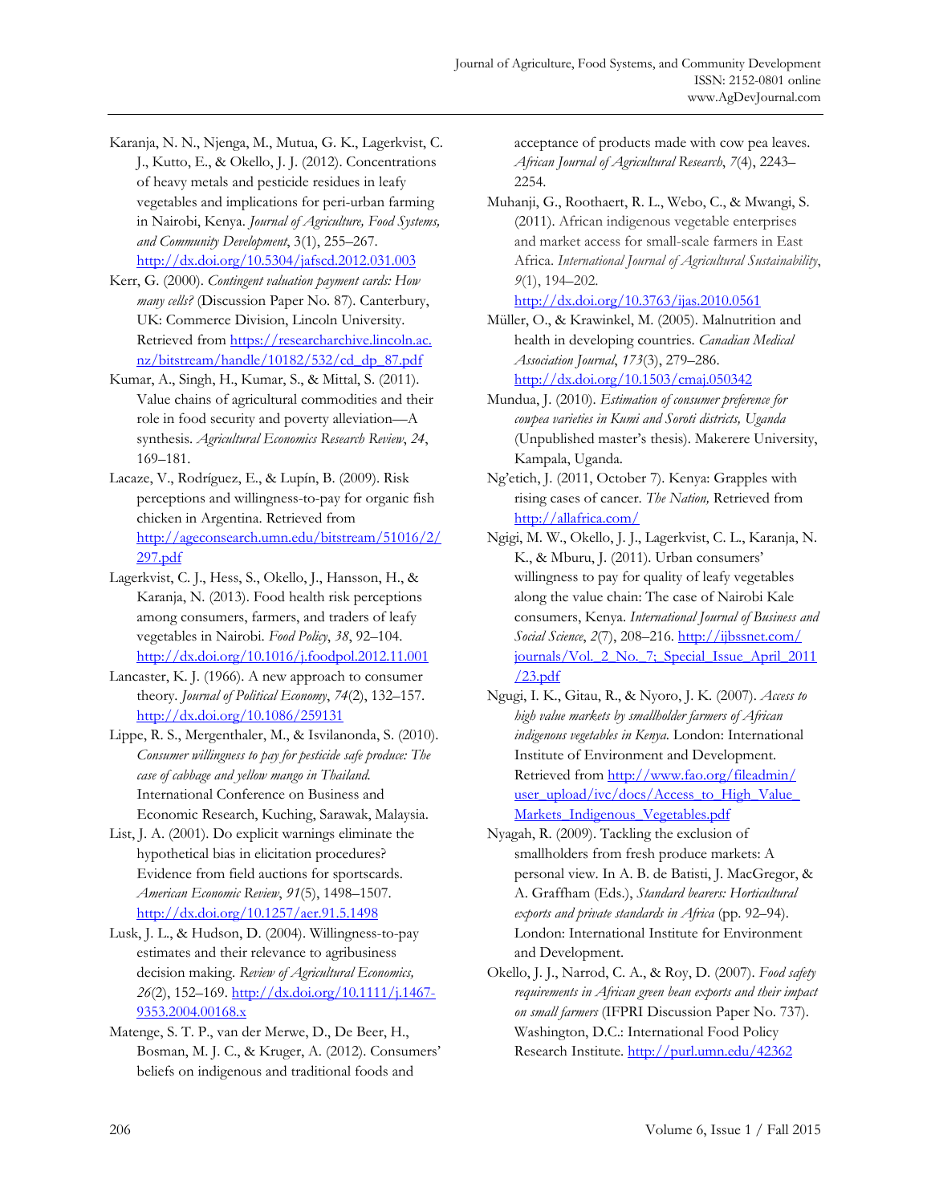Karanja, N. N., Njenga, M., Mutua, G. K., Lagerkvist, C. J., Kutto, E., & Okello, J. J. (2012). Concentrations of heavy metals and pesticide residues in leafy vegetables and implications for peri-urban farming in Nairobi, Kenya. *Journal of Agriculture, Food Systems, and Community Development*, 3(1), 255–267. http://dx.doi.org/10.5304/jafscd.2012.031.003

Kerr, G. (2000). *Contingent valuation payment cards: How many cells?* (Discussion Paper No. 87). Canterbury, UK: Commerce Division, Lincoln University. Retrieved from https://researcharchive.lincoln.ac.nz/bitstream/handle/10182/532/cd_dp_87.pdf

Kumar, A., Singh, H., Kumar, S., & Mittal, S. (2011). Value chains of agricultural commodities and their role in food security and poverty alleviation—A synthesis. *Agricultural Economics Research Review*, *24*, 169–181.

Lacaze, V., Rodríguez, E., & Lupín, B. (2009). Risk perceptions and willingness-to-pay for organic fish chicken in Argentina. Retrieved from http://ageconsearch.umn.edu/bitstream/51016/2/297.pdf

Lagerkvist, C. J., Hess, S., Okello, J., Hansson, H., & Karanja, N. (2013). Food health risk perceptions among consumers, farmers, and traders of leafy vegetables in Nairobi. *Food Policy*, *38*, 92–104. http://dx.doi.org/10.1016/j.foodpol.2012.11.001

Lancaster, K. J. (1966). A new approach to consumer theory. *Journal of Political Economy*, *74*(2), 132–157. http://dx.doi.org/10.1086/259131

Lippe, R. S., Mergenthaler, M., & Isvilanonda, S. (2010). *Consumer willingness to pay for pesticide safe produce: The case of cabbage and yellow mango in Thailand.* International Conference on Business and Economic Research, Kuching, Sarawak, Malaysia.

List, J. A. (2001). Do explicit warnings eliminate the hypothetical bias in elicitation procedures? Evidence from field auctions for sportscards. *American Economic Review*, *91*(5), 1498–1507. http://dx.doi.org/10.1257/aer.91.5.1498

Lusk, J. L., & Hudson, D. (2004). Willingness-to-pay estimates and their relevance to agribusiness decision making. *Review of Agricultural Economics, 26*(2), 152–169. http://dx.doi.org/10.1111/j.1467-9353.2004.00168.x

Matenge, S. T. P., van der Merwe, D., De Beer, H., Bosman, M. J. C., & Kruger, A. (2012). Consumers' beliefs on indigenous and traditional foods and acceptance of products made with cow pea leaves. *African Journal of Agricultural Research*, *7*(4), 2243–2254.

Muhanji, G., Roothaert, R. L., Webo, C., & Mwangi, S. (2011). African indigenous vegetable enterprises and market access for small-scale farmers in East Africa. *International Journal of Agricultural Sustainability*, *9*(1), 194–202. http://dx.doi.org/10.3763/ijas.2010.0561

Müller, O., & Krawinkel, M. (2005). Malnutrition and health in developing countries. *Canadian Medical Association Journal*, *173*(3), 279–286. http://dx.doi.org/10.1503/cmaj.050342

Mundua, J. (2010). *Estimation of consumer preference for cowpea varieties in Kumi and Soroti districts, Uganda* (Unpublished master's thesis). Makerere University, Kampala, Uganda.

Ng'etich, J. (2011, October 7). Kenya: Grapples with rising cases of cancer. *The Nation,* Retrieved from http://allafrica.com/

Ngigi, M. W., Okello, J. J., Lagerkvist, C. L., Karanja, N. K., & Mburu, J. (2011). Urban consumers' willingness to pay for quality of leafy vegetables along the value chain: The case of Nairobi Kale consumers, Kenya. *International Journal of Business and Social Science*, *2*(7), 208–216. http://ijbssnet.com/journals/Vol._2_No._7;_Special_Issue_April_2011/23.pdf

Ngugi, I. K., Gitau, R., & Nyoro, J. K. (2007). *Access to high value markets by smallholder farmers of African indigenous vegetables in Kenya.* London: International Institute of Environment and Development. Retrieved from http://www.fao.org/fileadmin/user_upload/ivc/docs/Access_to_High_Value_Markets_Indigenous_Vegetables.pdf

Nyagah, R. (2009). Tackling the exclusion of smallholders from fresh produce markets: A personal view. In A. B. de Batisti, J. MacGregor, & A. Graffham (Eds.), *Standard bearers: Horticultural exports and private standards in Africa* (pp. 92–94). London: International Institute for Environment and Development.

Okello, J. J., Narrod, C. A., & Roy, D. (2007). *Food safety requirements in African green bean exports and their impact on small farmers* (IFPRI Discussion Paper No. 737). Washington, D.C.: International Food Policy Research Institute. http://purl.umn.edu/42362